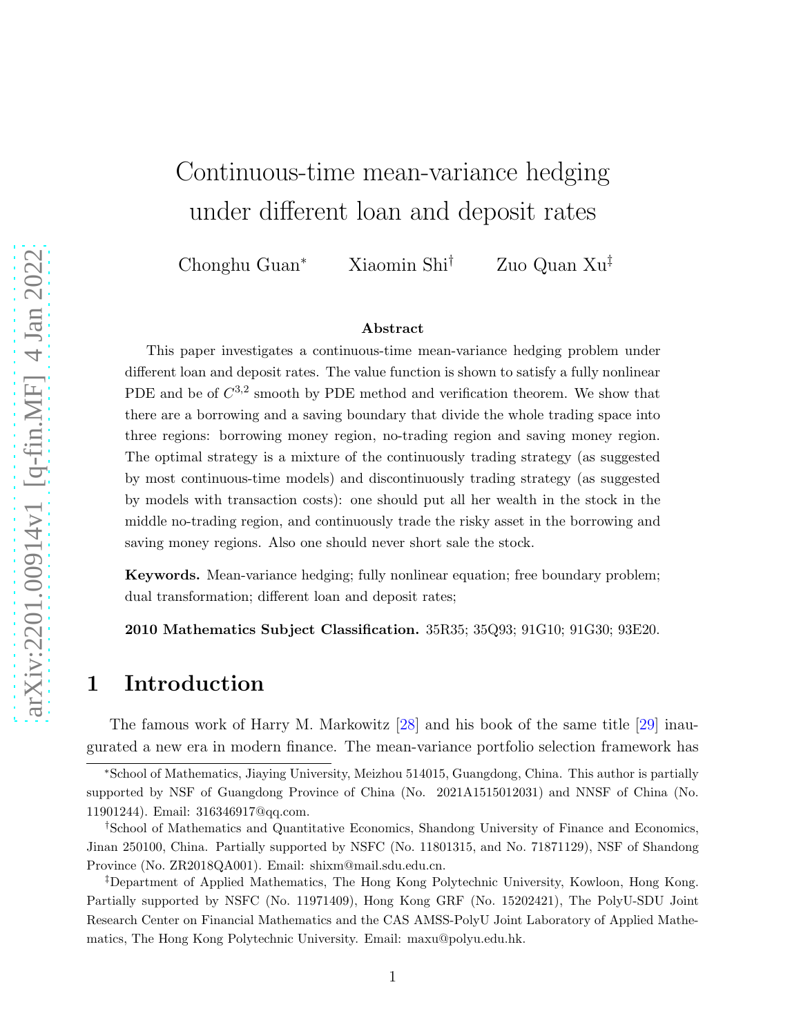# Continuous-time mean-variance hedging under different loan and deposit rates

Chonghu Guan[*] Xiaomin Shi[†] Zuo Quan Xu[‡]

### Abstract

This paper investigates a continuous-time mean-variance hedging problem under different loan and deposit rates. The value function is shown to satisfy a fully nonlinear PDE and be of $C^{3,2}$ smooth by PDE method and verification theorem. We show that there are a borrowing and a saving boundary that divide the whole trading space into three regions: borrowing money region, no-trading region and saving money region. The optimal strategy is a mixture of the continuously trading strategy (as suggested by most continuous-time models) and discontinuously trading strategy (as suggested by models with transaction costs): one should put all her wealth in the stock in the middle no-trading region, and continuously trade the risky asset in the borrowing and saving money regions. Also one should never short sale the stock.

**Keywords.** Mean-variance hedging; fully nonlinear equation; free boundary problem; dual transformation; different loan and deposit rates;

**2010 Mathematics Subject Classification.** 35R35; 35Q93; 91G10; 91G30; 93E20.

## 1 Introduction

The famous work of Harry M. Markowitz [28] and his book of the same title [29] inaugurated a new era in modern finance. The mean-variance portfolio selection framework has

---

[*]School of Mathematics, Jiaying University, Meizhou 514015, Guangdong, China. This author is partially supported by NSF of Guangdong Province of China (No. 2021A1515012031) and NNSF of China (No. 11901244). Email: 316346917@qq.com.

[†]School of Mathematics and Quantitative Economics, Shandong University of Finance and Economics, Jinan 250100, China. Partially supported by NSFC (No. 11801315, and No. 71871129), NSF of Shandong Province (No. ZR2018QA001). Email: shixm@mail.sdu.edu.cn.

[‡]Department of Applied Mathematics, The Hong Kong Polytechnic University, Kowloon, Hong Kong. Partially supported by NSFC (No. 11971409), Hong Kong GRF (No. 15202421), The PolyU-SDU Joint Research Center on Financial Mathematics and the CAS AMSS-PolyU Joint Laboratory of Applied Mathematics, The Hong Kong Polytechnic University. Email: maxu@polyu.edu.hk.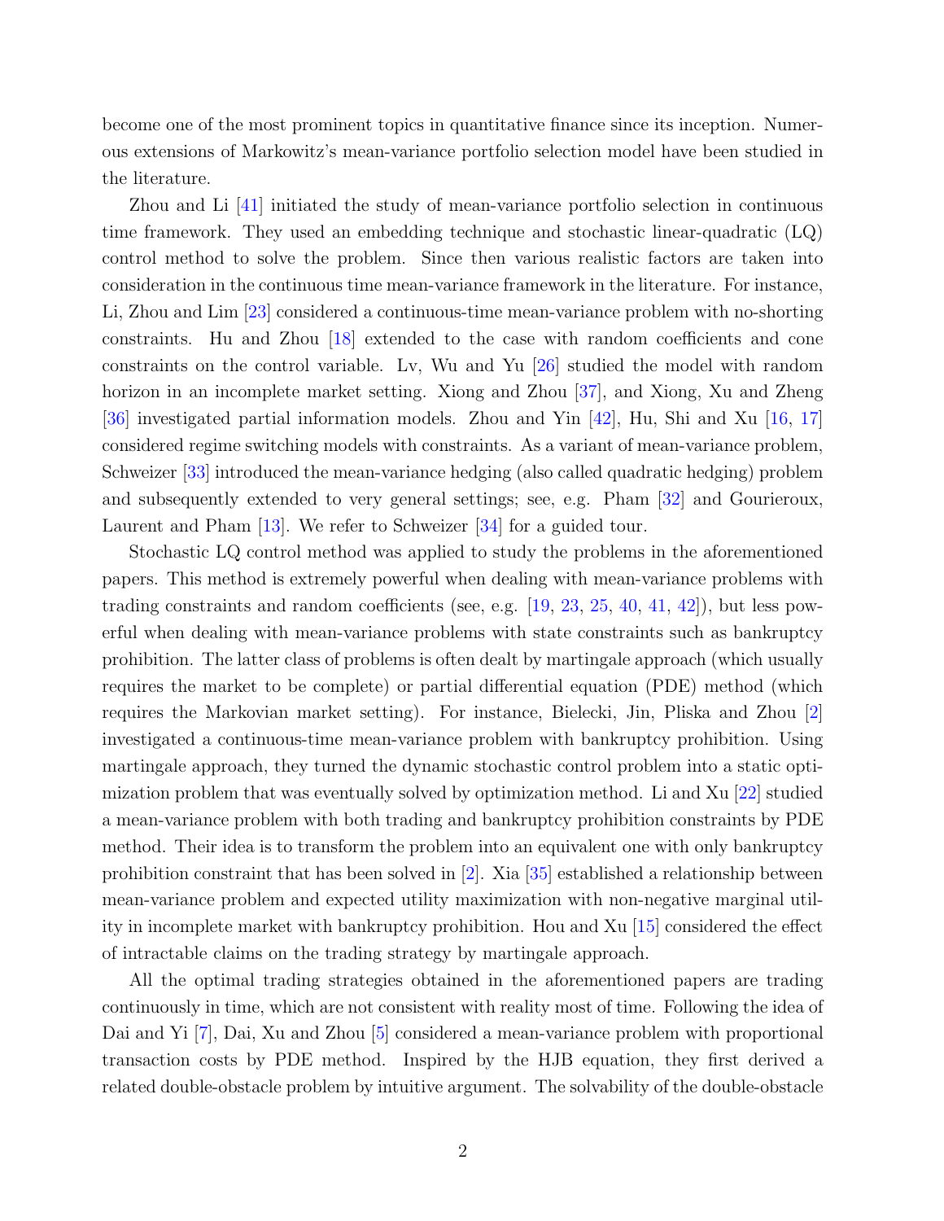become one of the most prominent topics in quantitative finance since its inception. Numerous extensions of Markowitz's mean-variance portfolio selection model have been studied in the literature.

Zhou and Li [41] initiated the study of mean-variance portfolio selection in continuous time framework. They used an embedding technique and stochastic linear-quadratic (LQ) control method to solve the problem. Since then various realistic factors are taken into consideration in the continuous time mean-variance framework in the literature. For instance, Li, Zhou and Lim [23] considered a continuous-time mean-variance problem with no-shorting constraints. Hu and Zhou [18] extended to the case with random coefficients and cone constraints on the control variable. Lv, Wu and Yu [26] studied the model with random horizon in an incomplete market setting. Xiong and Zhou [37], and Xiong, Xu and Zheng [36] investigated partial information models. Zhou and Yin [42], Hu, Shi and Xu [16, 17] considered regime switching models with constraints. As a variant of mean-variance problem, Schweizer [33] introduced the mean-variance hedging (also called quadratic hedging) problem and subsequently extended to very general settings; see, e.g. Pham [32] and Gourieroux, Laurent and Pham [13]. We refer to Schweizer [34] for a guided tour.

Stochastic LQ control method was applied to study the problems in the aforementioned papers. This method is extremely powerful when dealing with mean-variance problems with trading constraints and random coefficients (see, e.g. [19, 23, 25, 40, 41, 42]), but less powerful when dealing with mean-variance problems with state constraints such as bankruptcy prohibition. The latter class of problems is often dealt by martingale approach (which usually requires the market to be complete) or partial differential equation (PDE) method (which requires the Markovian market setting). For instance, Bielecki, Jin, Pliska and Zhou [2] investigated a continuous-time mean-variance problem with bankruptcy prohibition. Using martingale approach, they turned the dynamic stochastic control problem into a static optimization problem that was eventually solved by optimization method. Li and Xu [22] studied a mean-variance problem with both trading and bankruptcy prohibition constraints by PDE method. Their idea is to transform the problem into an equivalent one with only bankruptcy prohibition constraint that has been solved in [2]. Xia [35] established a relationship between mean-variance problem and expected utility maximization with non-negative marginal utility in incomplete market with bankruptcy prohibition. Hou and Xu [15] considered the effect of intractable claims on the trading strategy by martingale approach.

All the optimal trading strategies obtained in the aforementioned papers are trading continuously in time, which are not consistent with reality most of time. Following the idea of Dai and Yi [7], Dai, Xu and Zhou [5] considered a mean-variance problem with proportional transaction costs by PDE method. Inspired by the HJB equation, they first derived a related double-obstacle problem by intuitive argument. The solvability of the double-obstacle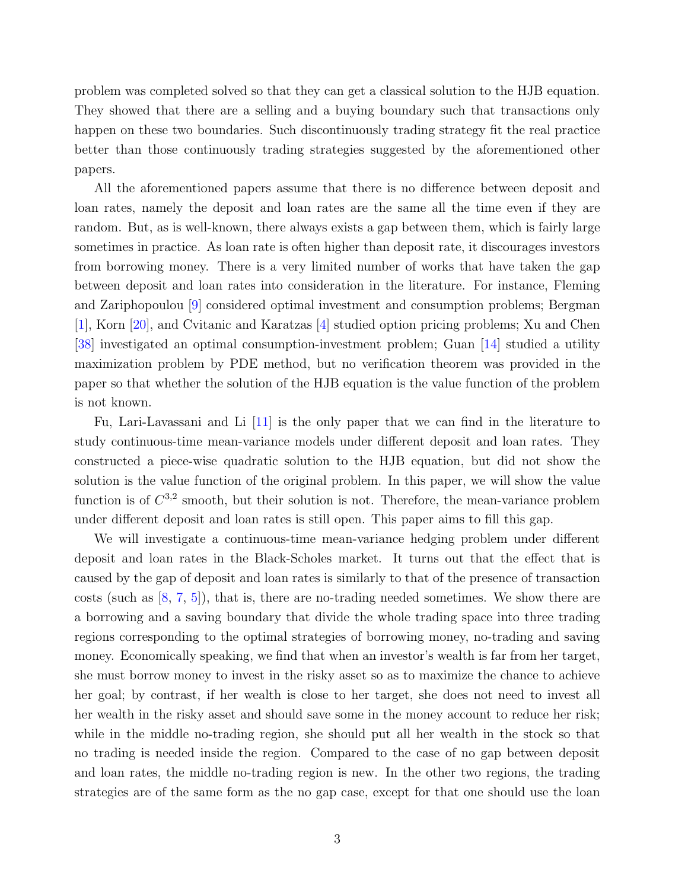problem was completed solved so that they can get a classical solution to the HJB equation. They showed that there are a selling and a buying boundary such that transactions only happen on these two boundaries. Such discontinuously trading strategy fit the real practice better than those continuously trading strategies suggested by the aforementioned other papers.

All the aforementioned papers assume that there is no difference between deposit and loan rates, namely the deposit and loan rates are the same all the time even if they are random. But, as is well-known, there always exists a gap between them, which is fairly large sometimes in practice. As loan rate is often higher than deposit rate, it discourages investors from borrowing money. There is a very limited number of works that have taken the gap between deposit and loan rates into consideration in the literature. For instance, Fleming and Zariphopoulou [9] considered optimal investment and consumption problems; Bergman [1], Korn [20], and Cvitanic and Karatzas [4] studied option pricing problems; Xu and Chen [38] investigated an optimal consumption-investment problem; Guan [14] studied a utility maximization problem by PDE method, but no verification theorem was provided in the paper so that whether the solution of the HJB equation is the value function of the problem is not known.

Fu, Lari-Lavassani and Li [11] is the only paper that we can find in the literature to study continuous-time mean-variance models under different deposit and loan rates. They constructed a piece-wise quadratic solution to the HJB equation, but did not show the solution is the value function of the original problem. In this paper, we will show the value function is of $C^{3,2}$ smooth, but their solution is not. Therefore, the mean-variance problem under different deposit and loan rates is still open. This paper aims to fill this gap.

We will investigate a continuous-time mean-variance hedging problem under different deposit and loan rates in the Black-Scholes market. It turns out that the effect that is caused by the gap of deposit and loan rates is similarly to that of the presence of transaction costs (such as [8, 7, 5]), that is, there are no-trading needed sometimes. We show there are a borrowing and a saving boundary that divide the whole trading space into three trading regions corresponding to the optimal strategies of borrowing money, no-trading and saving money. Economically speaking, we find that when an investor's wealth is far from her target, she must borrow money to invest in the risky asset so as to maximize the chance to achieve her goal; by contrast, if her wealth is close to her target, she does not need to invest all her wealth in the risky asset and should save some in the money account to reduce her risk; while in the middle no-trading region, she should put all her wealth in the stock so that no trading is needed inside the region. Compared to the case of no gap between deposit and loan rates, the middle no-trading region is new. In the other two regions, the trading strategies are of the same form as the no gap case, except for that one should use the loan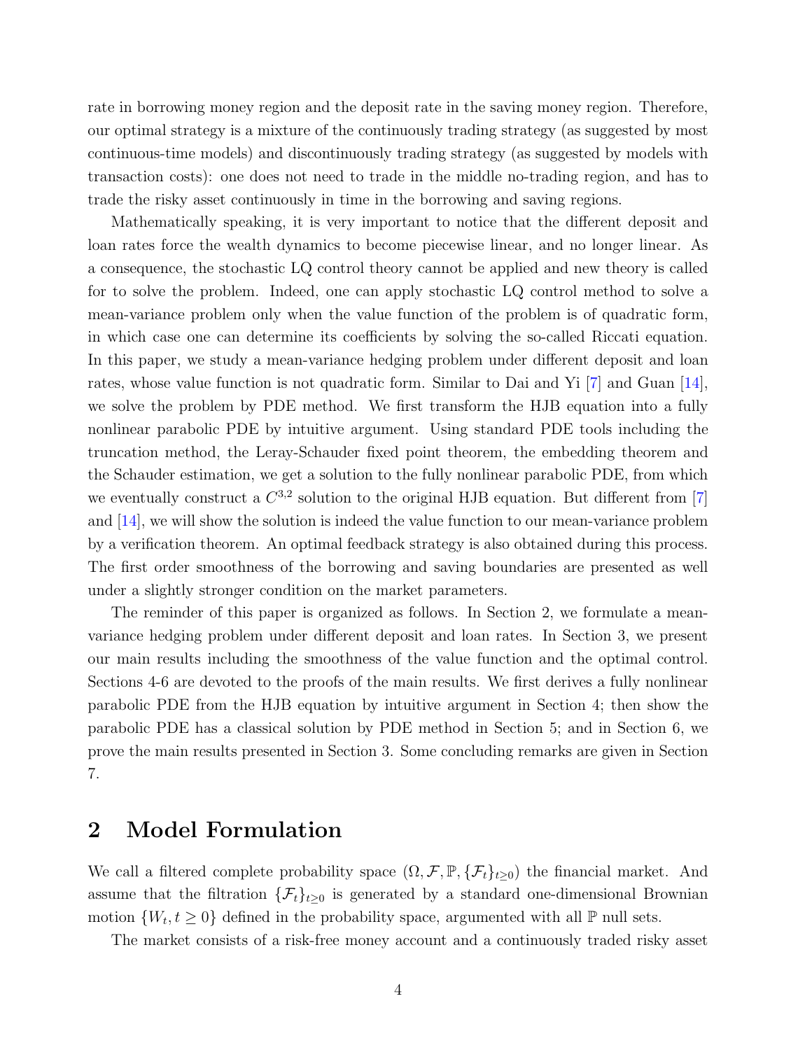rate in borrowing money region and the deposit rate in the saving money region. Therefore, our optimal strategy is a mixture of the continuously trading strategy (as suggested by most continuous-time models) and discontinuously trading strategy (as suggested by models with transaction costs): one does not need to trade in the middle no-trading region, and has to trade the risky asset continuously in time in the borrowing and saving regions.

Mathematically speaking, it is very important to notice that the different deposit and loan rates force the wealth dynamics to become piecewise linear, and no longer linear. As a consequence, the stochastic LQ control theory cannot be applied and new theory is called for to solve the problem. Indeed, one can apply stochastic LQ control method to solve a mean-variance problem only when the value function of the problem is of quadratic form, in which case one can determine its coefficients by solving the so-called Riccati equation. In this paper, we study a mean-variance hedging problem under different deposit and loan rates, whose value function is not quadratic form. Similar to Dai and Yi [7] and Guan [14], we solve the problem by PDE method. We first transform the HJB equation into a fully nonlinear parabolic PDE by intuitive argument. Using standard PDE tools including the truncation method, the Leray-Schauder fixed point theorem, the embedding theorem and the Schauder estimation, we get a solution to the fully nonlinear parabolic PDE, from which we eventually construct a $C^{3,2}$ solution to the original HJB equation. But different from [7] and [14], we will show the solution is indeed the value function to our mean-variance problem by a verification theorem. An optimal feedback strategy is also obtained during this process. The first order smoothness of the borrowing and saving boundaries are presented as well under a slightly stronger condition on the market parameters.

The reminder of this paper is organized as follows. In Section 2, we formulate a mean-variance hedging problem under different deposit and loan rates. In Section 3, we present our main results including the smoothness of the value function and the optimal control. Sections 4-6 are devoted to the proofs of the main results. We first derives a fully nonlinear parabolic PDE from the HJB equation by intuitive argument in Section 4; then show the parabolic PDE has a classical solution by PDE method in Section 5; and in Section 6, we prove the main results presented in Section 3. Some concluding remarks are given in Section 7.

## 2 Model Formulation

We call a filtered complete probability space $(\Omega, \mathcal{F}, \mathbb{P}, \{\mathcal{F}_t\}_{t\geq 0})$ the financial market. And assume that the filtration $\{\mathcal{F}_t\}_{t\geq 0}$ is generated by a standard one-dimensional Brownian motion $\{W_t, t \geq 0\}$ defined in the probability space, argumented with all $\mathbb{P}$ null sets.

The market consists of a risk-free money account and a continuously traded risky asset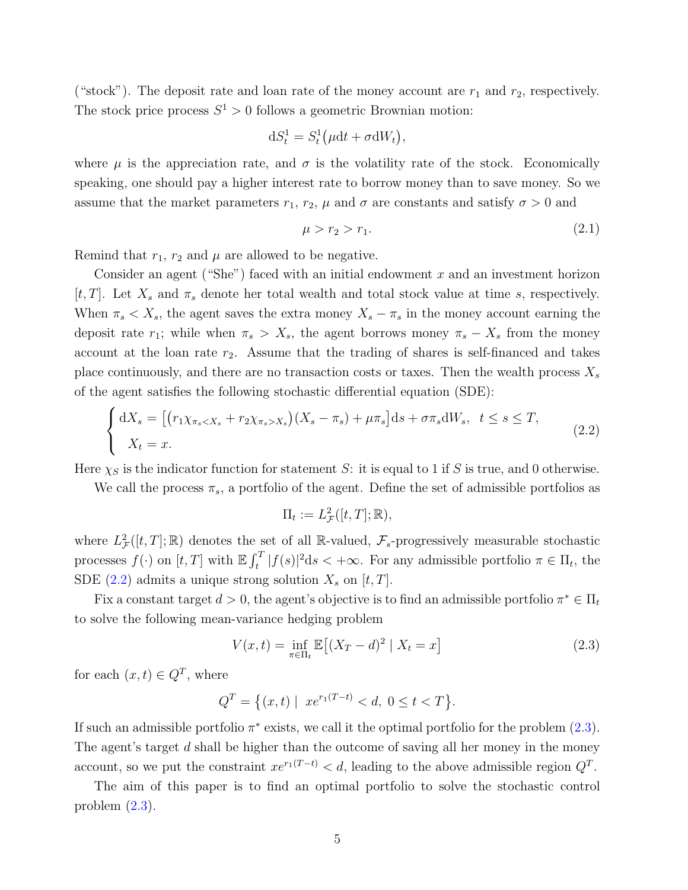("stock"). The deposit rate and loan rate of the money account are $r_1$ and $r_2$, respectively. The stock price process $S^1 > 0$ follows a geometric Brownian motion:

$$\mathrm{d}S_t^1 = S_t^1\big(\mu \mathrm{d}t + \sigma \mathrm{d}W_t\big),$$

where $\mu$ is the appreciation rate, and $\sigma$ is the volatility rate of the stock. Economically speaking, one should pay a higher interest rate to borrow money than to save money. So we assume that the market parameters $r_1$, $r_2$, $\mu$ and $\sigma$ are constants and satisfy $\sigma > 0$ and

$$\mu > r_2 > r_1. \tag{2.1}$$

Remind that $r_1$, $r_2$ and $\mu$ are allowed to be negative.

Consider an agent ("She") faced with an initial endowment $x$ and an investment horizon $[t, T]$. Let $X_s$ and $\pi_s$ denote her total wealth and total stock value at time $s$, respectively. When $\pi_s < X_s$, the agent saves the extra money $X_s - \pi_s$ in the money account earning the deposit rate $r_1$; while when $\pi_s > X_s$, the agent borrows money $\pi_s - X_s$ from the money account at the loan rate $r_2$. Assume that the trading of shares is self-financed and takes place continuously, and there are no transaction costs or taxes. Then the wealth process $X_s$ of the agent satisfies the following stochastic differential equation (SDE):

$$\begin{cases} \mathrm{d}X_s = \big[\big(r_1\chi_{\pi_s<X_s} + r_2\chi_{\pi_s>X_s}\big)(X_s - \pi_s) + \mu\pi_s\big]\mathrm{d}s + \sigma\pi_s \mathrm{d}W_s, \quad t \leq s \leq T, \\ \ X_t = x. \end{cases} \tag{2.2}$$

Here $\chi_S$ is the indicator function for statement $S$: it is equal to 1 if $S$ is true, and 0 otherwise.

We call the process $\pi_s$, a portfolio of the agent. Define the set of admissible portfolios as

$$\Pi_t := L^2_{\mathcal{F}}([t, T]; \mathbb{R}),$$

where $L^2_{\mathcal{F}}([t, T]; \mathbb{R})$ denotes the set of all $\mathbb{R}$-valued, $\mathcal{F}_s$-progressively measurable stochastic processes $f(\cdot)$ on $[t, T]$ with $\mathbb{E}\int_t^T |f(s)|^2 \mathrm{d}s < +\infty$. For any admissible portfolio $\pi \in \Pi_t$, the SDE (2.2) admits a unique strong solution $X_s$ on $[t, T]$.

Fix a constant target $d > 0$, the agent's objective is to find an admissible portfolio $\pi^* \in \Pi_t$ to solve the following mean-variance hedging problem

$$V(x, t) = \inf_{\pi\in\Pi_t} \mathbb{E}\big[(X_T - d)^2 \mid X_t = x\big] \tag{2.3}$$

for each $(x, t) \in Q^T$, where

$$Q^T = \big\{(x, t) \mid \ xe^{r_1(T-t)} < d, \ 0 \leq t < T\big\}.$$

If such an admissible portfolio $\pi^*$ exists, we call it the optimal portfolio for the problem (2.3). The agent's target $d$ shall be higher than the outcome of saving all her money in the money account, so we put the constraint $xe^{r_1(T-t)} < d$, leading to the above admissible region $Q^T$.

The aim of this paper is to find an optimal portfolio to solve the stochastic control problem (2.3).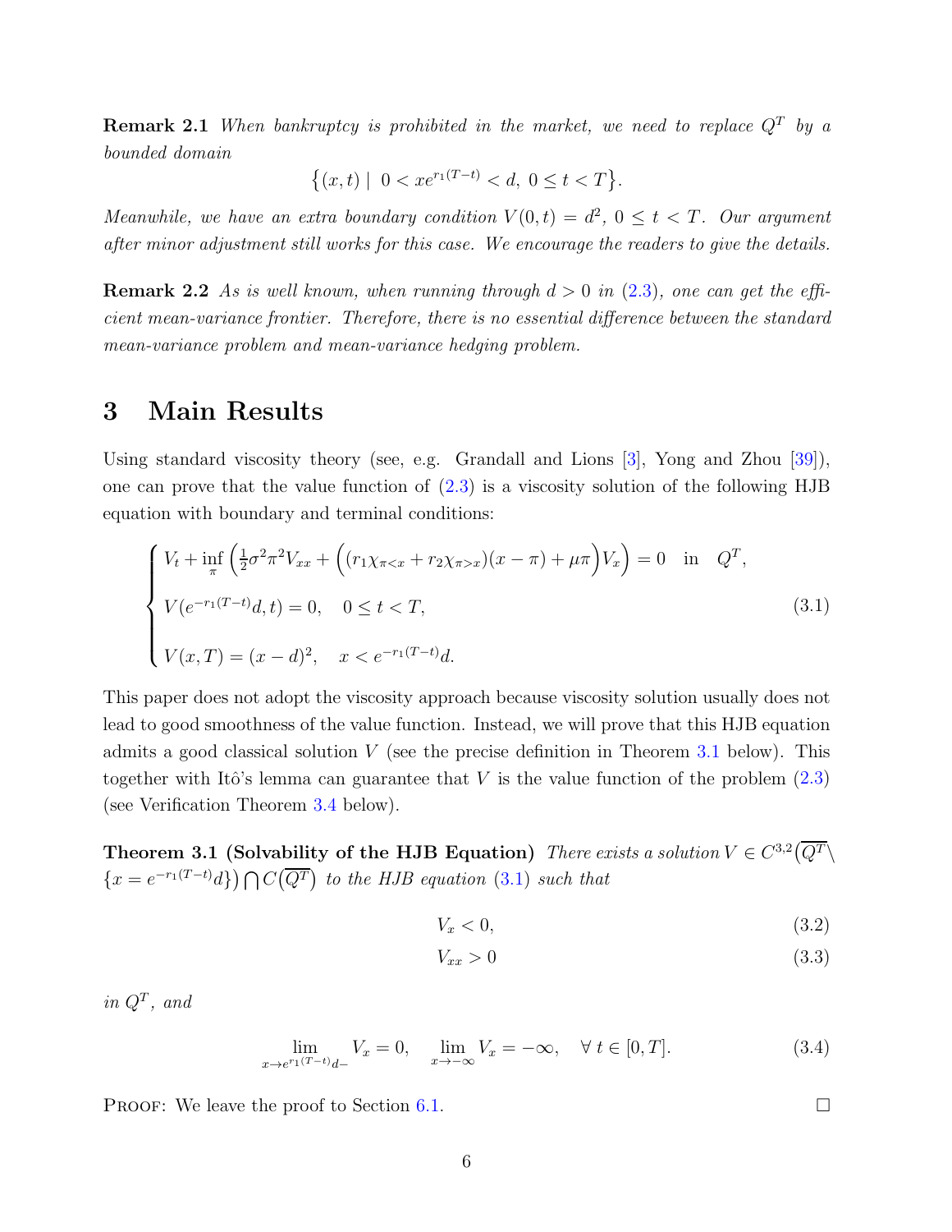**Remark 2.1** *When bankruptcy is prohibited in the market, we need to replace $Q^T$ by a bounded domain*

$$\big\{(x,t) \mid\ 0 < xe^{r_1(T-t)} < d,\ 0 \le t < T\big\}.$$

*Meanwhile, we have an extra boundary condition $V(0,t) = d^2$, $0 \le t < T$. Our argument after minor adjustment still works for this case. We encourage the readers to give the details.*

**Remark 2.2** *As is well known, when running through $d > 0$ in (2.3), one can get the efficient mean-variance frontier. Therefore, there is no essential difference between the standard mean-variance problem and mean-variance hedging problem.*

# 3 Main Results

Using standard viscosity theory (see, e.g. Grandall and Lions [3], Yong and Zhou [39]), one can prove that the value function of (2.3) is a viscosity solution of the following HJB equation with boundary and terminal conditions:

$$\begin{cases} V_t + \inf\limits_{\pi}\Big(\frac{1}{2}\sigma^2\pi^2 V_{xx} + \Big((r_1\chi_{\pi<x} + r_2\chi_{\pi>x})(x-\pi) + \mu\pi\Big)V_x\Big) = 0 \quad \text{in} \quad Q^T, \\[2mm] V(e^{-r_1(T-t)}d, t) = 0, \quad 0 \le t < T, \\[2mm] V(x,T) = (x-d)^2, \quad x < e^{-r_1(T-t)}d. \end{cases} \tag{3.1}$$

This paper does not adopt the viscosity approach because viscosity solution usually does not lead to good smoothness of the value function. Instead, we will prove that this HJB equation admits a good classical solution $V$ (see the precise definition in Theorem 3.1 below). This together with Itô's lemma can guarantee that $V$ is the value function of the problem (2.3) (see Verification Theorem 3.4 below).

**Theorem 3.1 (Solvability of the HJB Equation)** *There exists a solution $V \in C^{3,2}\big(\overline{Q^T} \setminus \{x = e^{-r_1(T-t)}d\}\big) \bigcap C\big(\overline{Q^T}\big)$ to the HJB equation (3.1) such that*

$$V_x < 0, \tag{3.2}$$

$$V_{xx} > 0 \tag{3.3}$$

*in $Q^T$, and*

$$\lim_{x \to e^{r_1(T-t)}d-} V_x = 0, \quad \lim_{x \to -\infty} V_x = -\infty, \quad \forall\, t \in [0,T]. \tag{3.4}$$

Proof: We leave the proof to Section 6.1. □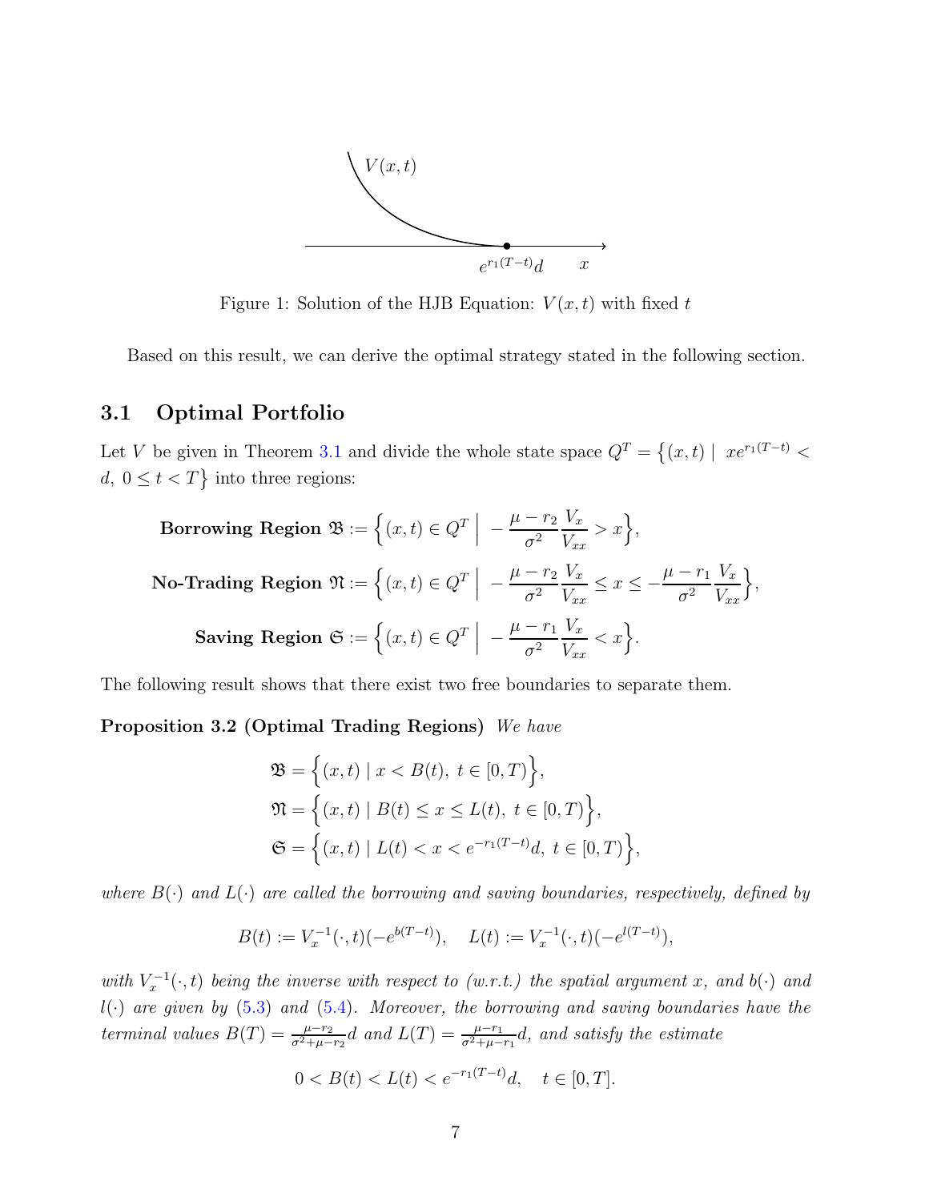Figure 1: Solution of the HJB Equation: $V(x,t)$ with fixed $t$

Based on this result, we can derive the optimal strategy stated in the following section.

## 3.1 Optimal Portfolio

Let $V$ be given in Theorem 3.1 and divide the whole state space $Q^T = \{(x,t) \mid xe^{r_1(T-t)} < d,\ 0 \le t < T\}$ into three regions:

$$\textbf{Borrowing Region } \mathfrak{B} := \Big\{(x,t) \in Q^T \;\Big|\; -\frac{\mu - r_2}{\sigma^2}\frac{V_x}{V_{xx}} > x\Big\},$$

$$\textbf{No-Trading Region } \mathfrak{N} := \Big\{(x,t) \in Q^T \;\Big|\; -\frac{\mu - r_2}{\sigma^2}\frac{V_x}{V_{xx}} \le x \le -\frac{\mu - r_1}{\sigma^2}\frac{V_x}{V_{xx}}\Big\},$$

$$\textbf{Saving Region } \mathfrak{S} := \Big\{(x,t) \in Q^T \;\Big|\; -\frac{\mu - r_1}{\sigma^2}\frac{V_x}{V_{xx}} < x\Big\}.$$

The following result shows that there exist two free boundaries to separate them.

**Proposition 3.2 (Optimal Trading Regions)** *We have*

$$\mathfrak{B} = \Big\{(x,t) \mid x < B(t),\ t \in [0,T)\Big\},$$
$$\mathfrak{N} = \Big\{(x,t) \mid B(t) \le x \le L(t),\ t \in [0,T)\Big\},$$
$$\mathfrak{S} = \Big\{(x,t) \mid L(t) < x < e^{-r_1(T-t)}d,\ t \in [0,T)\Big\},$$

*where $B(\cdot)$ and $L(\cdot)$ are called the borrowing and saving boundaries, respectively, defined by*

$$B(t) := V_x^{-1}(\cdot,t)(-e^{b(T-t)}), \quad L(t) := V_x^{-1}(\cdot,t)(-e^{l(T-t)}),$$

*with $V_x^{-1}(\cdot,t)$ being the inverse with respect to (w.r.t.) the spatial argument $x$, and $b(\cdot)$ and $l(\cdot)$ are given by (5.3) and (5.4). Moreover, the borrowing and saving boundaries have the terminal values $B(T) = \frac{\mu-r_2}{\sigma^2+\mu-r_2}d$ and $L(T) = \frac{\mu-r_1}{\sigma^2+\mu-r_1}d$, and satisfy the estimate*

$$0 < B(t) < L(t) < e^{-r_1(T-t)}d, \quad t \in [0,T].$$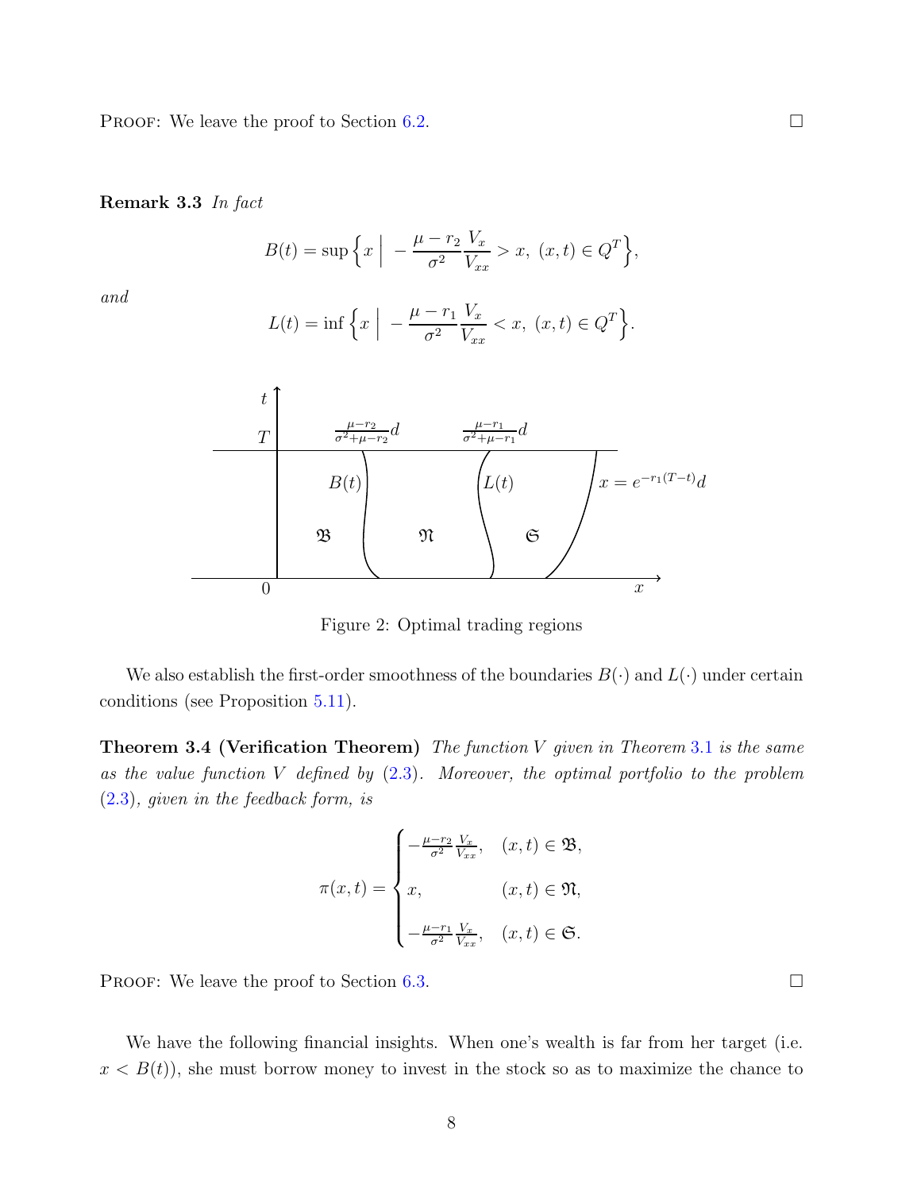PROOF: We leave the proof to Section 6.2. □

**Remark 3.3** *In fact*

$$B(t) = \sup\Big\{x \;\Big|\; -\frac{\mu - r_2}{\sigma^2}\frac{V_x}{V_{xx}} > x,\ (x,t) \in Q^T\Big\},$$

*and*

$$L(t) = \inf\Big\{x \;\Big|\; -\frac{\mu - r_1}{\sigma^2}\frac{V_x}{V_{xx}} < x,\ (x,t) \in Q^T\Big\}.$$

Figure 2: Optimal trading regions

We also establish the first-order smoothness of the boundaries $B(\cdot)$ and $L(\cdot)$ under certain conditions (see Proposition 5.11).

**Theorem 3.4 (Verification Theorem)** *The function $V$ given in Theorem 3.1 is the same as the value function $V$ defined by (2.3). Moreover, the optimal portfolio to the problem (2.3), given in the feedback form, is*

$$\pi(x,t) = \begin{cases} -\frac{\mu - r_2}{\sigma^2}\frac{V_x}{V_{xx}}, & (x,t) \in \mathfrak{B}, \\ x, & (x,t) \in \mathfrak{N}, \\ -\frac{\mu - r_1}{\sigma^2}\frac{V_x}{V_{xx}}, & (x,t) \in \mathfrak{S}. \end{cases}$$

PROOF: We leave the proof to Section 6.3. □

We have the following financial insights. When one's wealth is far from her target (i.e. $x < B(t)$), she must borrow money to invest in the stock so as to maximize the chance to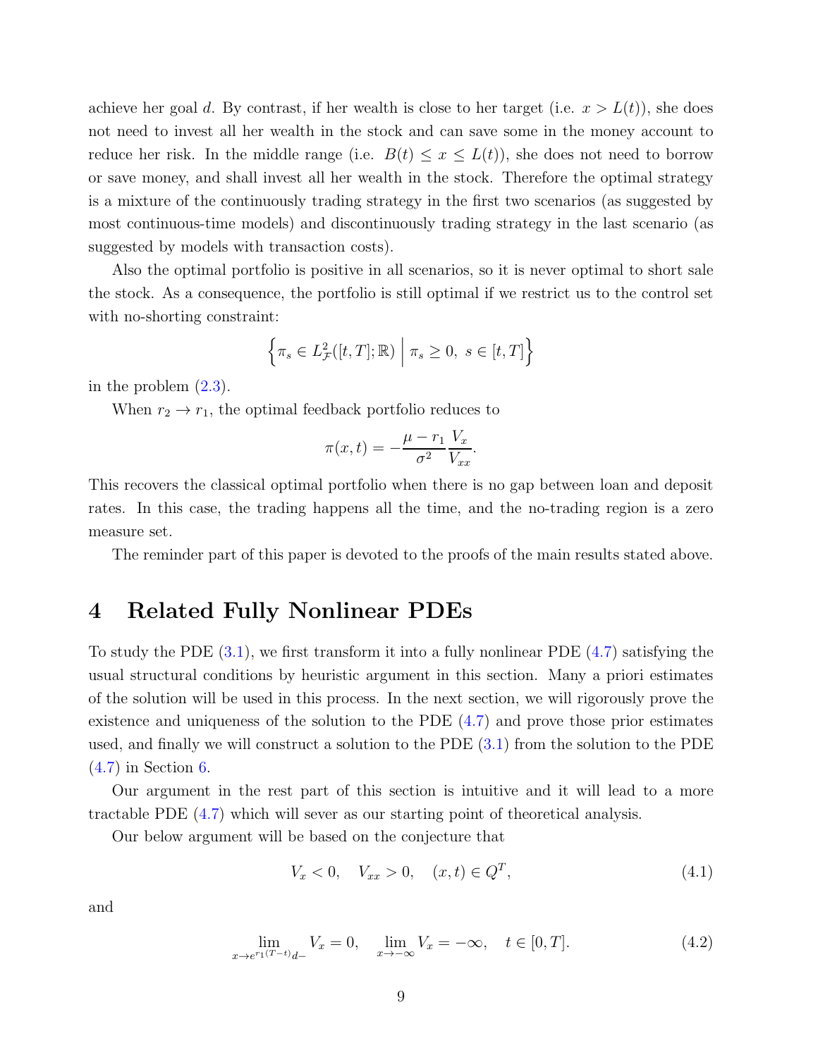achieve her goal $d$. By contrast, if her wealth is close to her target (i.e. $x > L(t)$), she does not need to invest all her wealth in the stock and can save some in the money account to reduce her risk. In the middle range (i.e. $B(t) \leq x \leq L(t)$), she does not need to borrow or save money, and shall invest all her wealth in the stock. Therefore the optimal strategy is a mixture of the continuously trading strategy in the first two scenarios (as suggested by most continuous-time models) and discontinuously trading strategy in the last scenario (as suggested by models with transaction costs).

Also the optimal portfolio is positive in all scenarios, so it is never optimal to short sale the stock. As a consequence, the portfolio is still optimal if we restrict us to the control set with no-shorting constraint:

$$\left\{\pi_s \in L^2_{\mathcal{F}}([t,T];\mathbb{R}) \;\middle|\; \pi_s \geq 0,\; s \in [t,T]\right\}$$

in the problem (2.3).

When $r_2 \to r_1$, the optimal feedback portfolio reduces to

$$\pi(x,t) = -\frac{\mu - r_1}{\sigma^2}\frac{V_x}{V_{xx}}.$$

This recovers the classical optimal portfolio when there is no gap between loan and deposit rates. In this case, the trading happens all the time, and the no-trading region is a zero measure set.

The reminder part of this paper is devoted to the proofs of the main results stated above.

# 4 Related Fully Nonlinear PDEs

To study the PDE (3.1), we first transform it into a fully nonlinear PDE (4.7) satisfying the usual structural conditions by heuristic argument in this section. Many a priori estimates of the solution will be used in this process. In the next section, we will rigorously prove the existence and uniqueness of the solution to the PDE (4.7) and prove those prior estimates used, and finally we will construct a solution to the PDE (3.1) from the solution to the PDE (4.7) in Section 6.

Our argument in the rest part of this section is intuitive and it will lead to a more tractable PDE (4.7) which will sever as our starting point of theoretical analysis.

Our below argument will be based on the conjecture that

$$V_x < 0, \quad V_{xx} > 0, \quad (x,t) \in Q^T, \tag{4.1}$$

and

$$\lim_{x \to e^{r_1(T-t)}d-} V_x = 0, \quad \lim_{x \to -\infty} V_x = -\infty, \quad t \in [0,T]. \tag{4.2}$$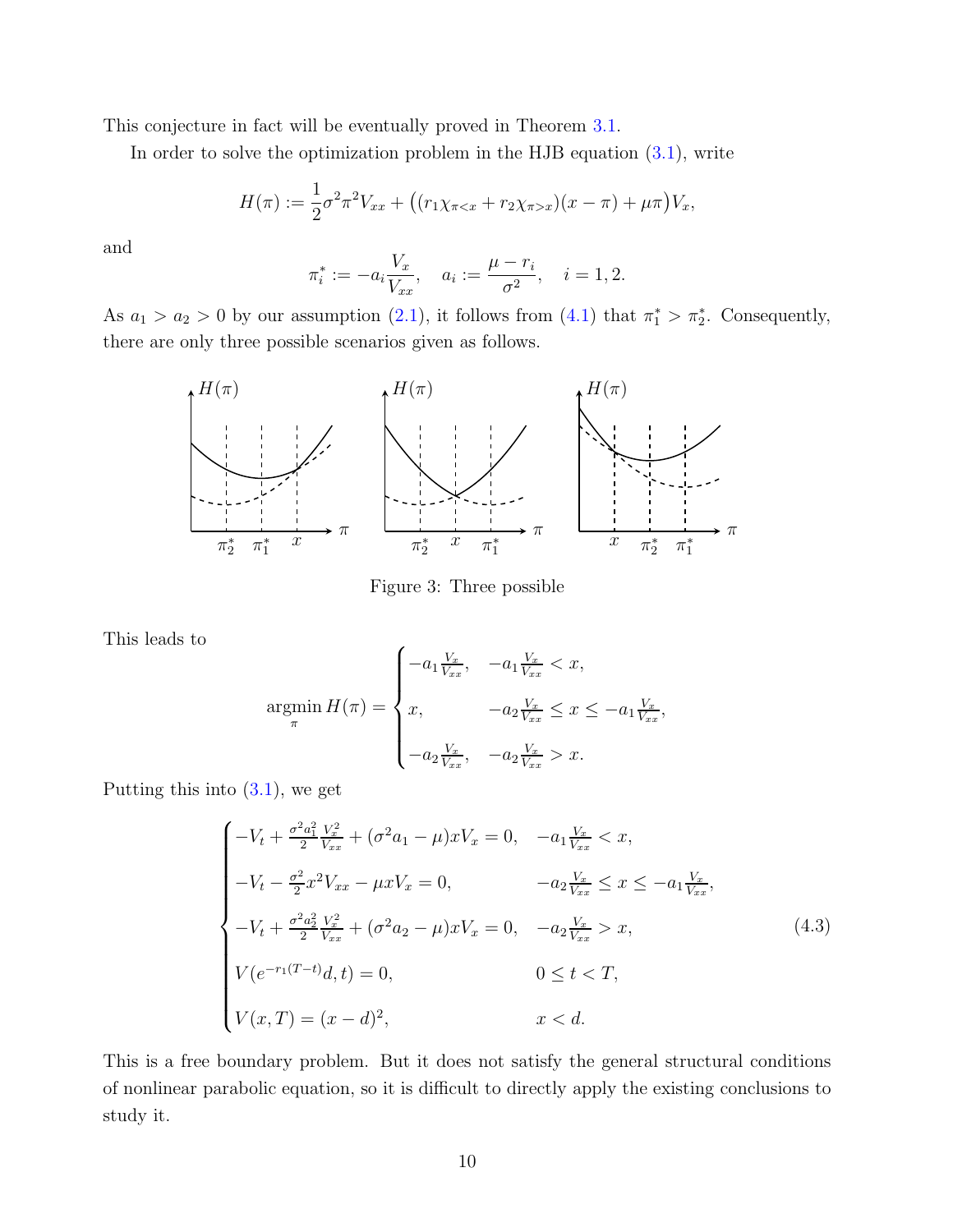This conjecture in fact will be eventually proved in Theorem 3.1.

In order to solve the optimization problem in the HJB equation (3.1), write

$$H(\pi) := \frac{1}{2}\sigma^2\pi^2 V_{xx} + \big((r_1\chi_{\pi<x} + r_2\chi_{\pi>x})(x-\pi) + \mu\pi\big)V_x,$$

and

$$\pi_i^* := -a_i\frac{V_x}{V_{xx}}, \quad a_i := \frac{\mu - r_i}{\sigma^2}, \quad i = 1, 2.$$

As $a_1 > a_2 > 0$ by our assumption (2.1), it follows from (4.1) that $\pi_1^* > \pi_2^*$. Consequently, there are only three possible scenarios given as follows.

Figure 3: Three possible

This leads to

$$\operatorname*{argmin}_{\pi} H(\pi) = \begin{cases} -a_1\frac{V_x}{V_{xx}}, & -a_1\frac{V_x}{V_{xx}} < x, \\ x, & -a_2\frac{V_x}{V_{xx}} \le x \le -a_1\frac{V_x}{V_{xx}}, \\ -a_2\frac{V_x}{V_{xx}}, & -a_2\frac{V_x}{V_{xx}} > x. \end{cases}$$

Putting this into (3.1), we get

$$\begin{cases} -V_t + \frac{\sigma^2 a_1^2}{2}\frac{V_x^2}{V_{xx}} + (\sigma^2 a_1 - \mu)xV_x = 0, & -a_1\frac{V_x}{V_{xx}} < x, \\ -V_t - \frac{\sigma^2}{2}x^2 V_{xx} - \mu x V_x = 0, & -a_2\frac{V_x}{V_{xx}} \le x \le -a_1\frac{V_x}{V_{xx}}, \\ -V_t + \frac{\sigma^2 a_2^2}{2}\frac{V_x^2}{V_{xx}} + (\sigma^2 a_2 - \mu)xV_x = 0, & -a_2\frac{V_x}{V_{xx}} > x, \\ V(e^{-r_1(T-t)}d, t) = 0, & 0 \le t < T, \\ V(x, T) = (x-d)^2, & x < d. \end{cases} \tag{4.3}$$

This is a free boundary problem. But it does not satisfy the general structural conditions of nonlinear parabolic equation, so it is difficult to directly apply the existing conclusions to study it.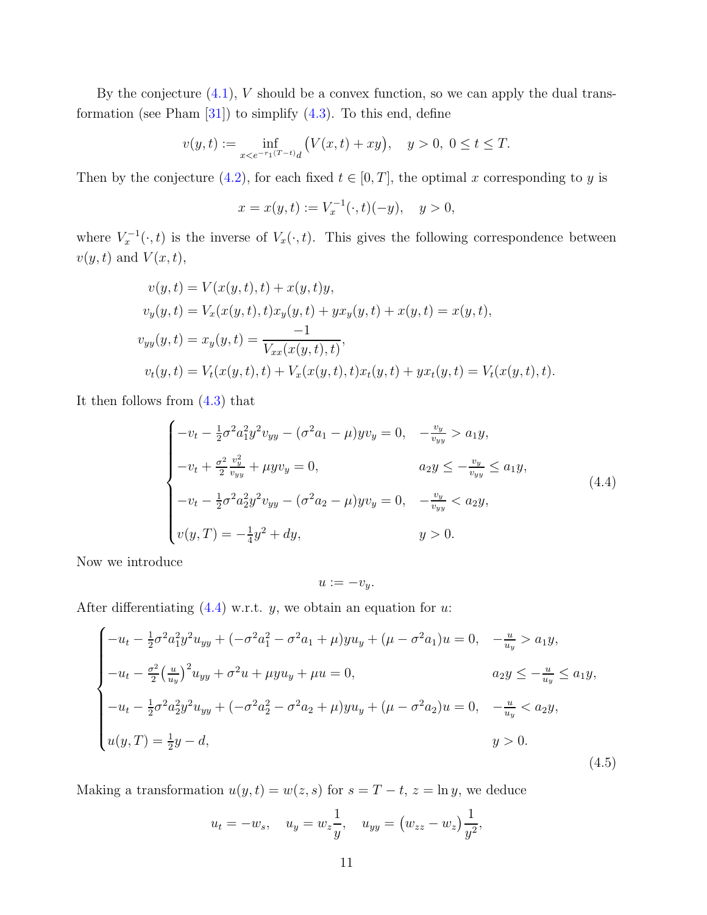By the conjecture (4.1), $V$ should be a convex function, so we can apply the dual transformation (see Pham [31]) to simplify (4.3). To this end, define

$$v(y,t) := \inf_{x<e^{-r_1(T-t)}d} \big(V(x,t) + xy\big), \quad y>0,\ 0\le t\le T.$$

Then by the conjecture (4.2), for each fixed $t \in [0,T]$, the optimal $x$ corresponding to $y$ is

$$x = x(y,t) := V_x^{-1}(\cdot,t)(-y), \quad y>0,$$

where $V_x^{-1}(\cdot,t)$ is the inverse of $V_x(\cdot,t)$. This gives the following correspondence between $v(y,t)$ and $V(x,t)$,

$$\begin{aligned}
v(y,t) &= V(x(y,t),t) + x(y,t)y,\\
v_y(y,t) &= V_x(x(y,t),t)x_y(y,t) + yx_y(y,t) + x(y,t) = x(y,t),\\
v_{yy}(y,t) &= x_y(y,t) = \frac{-1}{V_{xx}(x(y,t),t)},\\
v_t(y,t) &= V_t(x(y,t),t) + V_x(x(y,t),t)x_t(y,t) + yx_t(y,t) = V_t(x(y,t),t).
\end{aligned}$$

It then follows from (4.3) that

$$\begin{cases}
-v_t - \frac{1}{2}\sigma^2 a_1^2 y^2 v_{yy} - (\sigma^2 a_1 - \mu) y v_y = 0, & -\frac{v_y}{v_{yy}} > a_1 y,\\[4pt]
-v_t + \frac{\sigma^2}{2}\frac{v_y^2}{v_{yy}} + \mu y v_y = 0, & a_2 y \le -\frac{v_y}{v_{yy}} \le a_1 y,\\[4pt]
-v_t - \frac{1}{2}\sigma^2 a_2^2 y^2 v_{yy} - (\sigma^2 a_2 - \mu) y v_y = 0, & -\frac{v_y}{v_{yy}} < a_2 y,\\[4pt]
v(y,T) = -\frac{1}{4}y^2 + dy, & y>0.
\end{cases} \tag{4.4}$$

Now we introduce

$$u := -v_y.$$

After differentiating (4.4) w.r.t. $y$, we obtain an equation for $u$:

$$\begin{cases}
-u_t - \frac{1}{2}\sigma^2 a_1^2 y^2 u_{yy} + (-\sigma^2 a_1^2 - \sigma^2 a_1 + \mu) y u_y + (\mu - \sigma^2 a_1) u = 0, & -\frac{u}{u_y} > a_1 y,\\[4pt]
-u_t - \frac{\sigma^2}{2}\big(\frac{u}{u_y}\big)^2 u_{yy} + \sigma^2 u + \mu y u_y + \mu u = 0, & a_2 y \le -\frac{u}{u_y} \le a_1 y,\\[4pt]
-u_t - \frac{1}{2}\sigma^2 a_2^2 y^2 u_{yy} + (-\sigma^2 a_2^2 - \sigma^2 a_2 + \mu) y u_y + (\mu - \sigma^2 a_2) u = 0, & -\frac{u}{u_y} < a_2 y,\\[4pt]
u(y,T) = \frac{1}{2}y - d, & y>0.
\end{cases} \tag{4.5}$$

Making a transformation $u(y,t) = w(z,s)$ for $s = T-t$, $z = \ln y$, we deduce

$$u_t = -w_s, \quad u_y = w_z \frac{1}{y}, \quad u_{yy} = \big(w_{zz} - w_z\big)\frac{1}{y^2},$$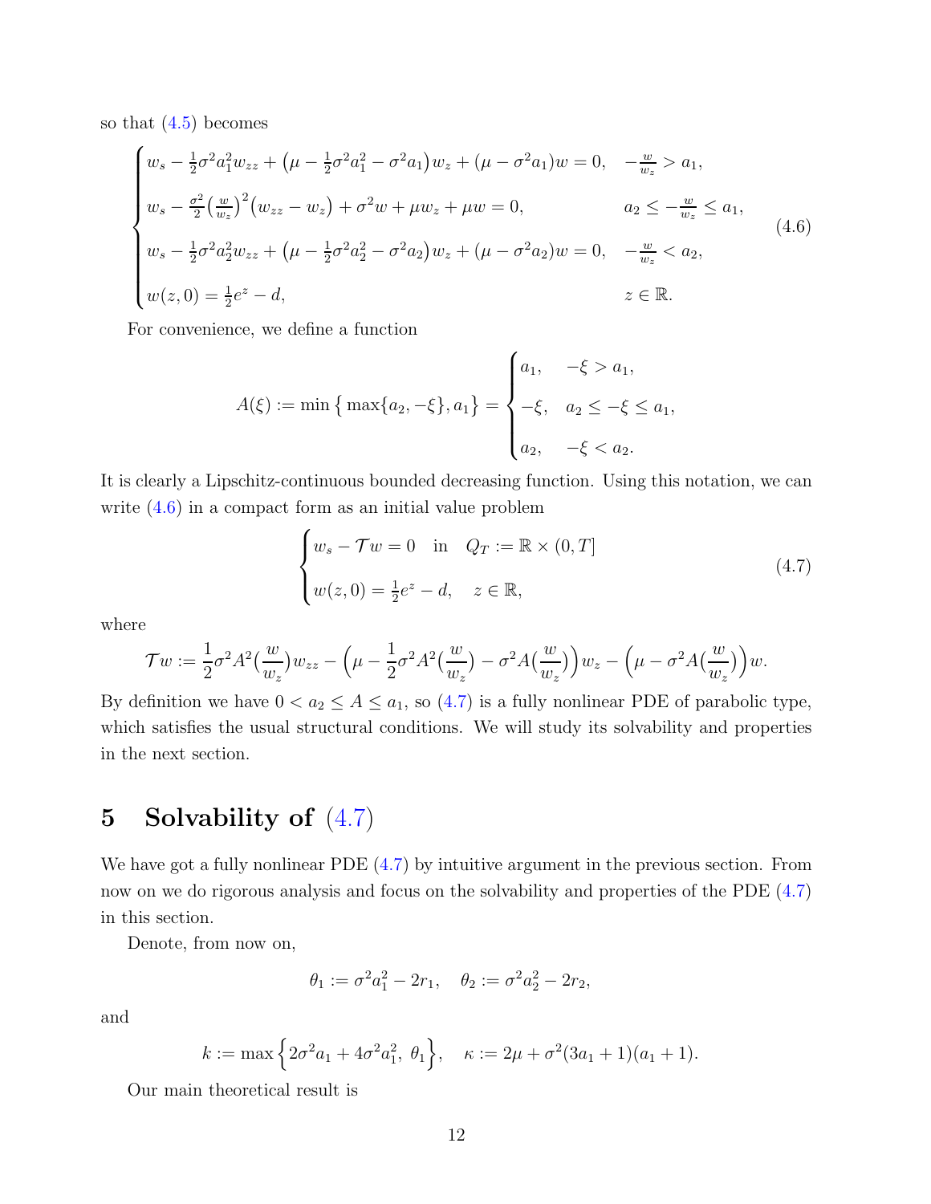so that (4.5) becomes

$$
\begin{cases}
w_s - \frac{1}{2}\sigma^2 a_1^2 w_{zz} + \big(\mu - \frac{1}{2}\sigma^2 a_1^2 - \sigma^2 a_1\big) w_z + (\mu - \sigma^2 a_1) w = 0, & -\frac{w}{w_z} > a_1, \\
w_s - \frac{\sigma^2}{2}\big(\frac{w}{w_z}\big)^2 \big(w_{zz} - w_z\big) + \sigma^2 w + \mu w_z + \mu w = 0, & a_2 \le -\frac{w}{w_z} \le a_1, \\
w_s - \frac{1}{2}\sigma^2 a_2^2 w_{zz} + \big(\mu - \frac{1}{2}\sigma^2 a_2^2 - \sigma^2 a_2\big) w_z + (\mu - \sigma^2 a_2) w = 0, & -\frac{w}{w_z} < a_2, \\
w(z,0) = \frac{1}{2}e^z - d, & z \in \mathbb{R}.
\end{cases}
\tag{4.6}
$$

For convenience, we define a function

$$
A(\xi) := \min\big\{ \max\{a_2, -\xi\}, a_1 \big\} = \begin{cases} a_1, & -\xi > a_1, \\ -\xi, & a_2 \le -\xi \le a_1, \\ a_2, & -\xi < a_2. \end{cases}
$$

It is clearly a Lipschitz-continuous bounded decreasing function. Using this notation, we can write (4.6) in a compact form as an initial value problem

$$
\begin{cases}
w_s - \mathcal{T} w = 0 \quad \text{in} \quad Q_T := \mathbb{R} \times (0, T] \\
w(z,0) = \frac{1}{2}e^z - d, \quad z \in \mathbb{R},
\end{cases}
\tag{4.7}
$$

where

$$
\mathcal{T} w := \frac{1}{2}\sigma^2 A^2\big(\frac{w}{w_z}\big) w_{zz} - \Big(\mu - \frac{1}{2}\sigma^2 A^2\big(\frac{w}{w_z}\big) - \sigma^2 A\big(\frac{w}{w_z}\big)\Big) w_z - \Big(\mu - \sigma^2 A\big(\frac{w}{w_z}\big)\Big) w.
$$

By definition we have $0 < a_2 \le A \le a_1$, so (4.7) is a fully nonlinear PDE of parabolic type, which satisfies the usual structural conditions. We will study its solvability and properties in the next section.

# 5 Solvability of (4.7)

We have got a fully nonlinear PDE (4.7) by intuitive argument in the previous section. From now on we do rigorous analysis and focus on the solvability and properties of the PDE (4.7) in this section.

Denote, from now on,

$$
\theta_1 := \sigma^2 a_1^2 - 2r_1, \quad \theta_2 := \sigma^2 a_2^2 - 2r_2,
$$

and

$$
k := \max\Big\{ 2\sigma^2 a_1 + 4\sigma^2 a_1^2,\ \theta_1 \Big\}, \quad \kappa := 2\mu + \sigma^2(3a_1 + 1)(a_1 + 1).
$$

Our main theoretical result is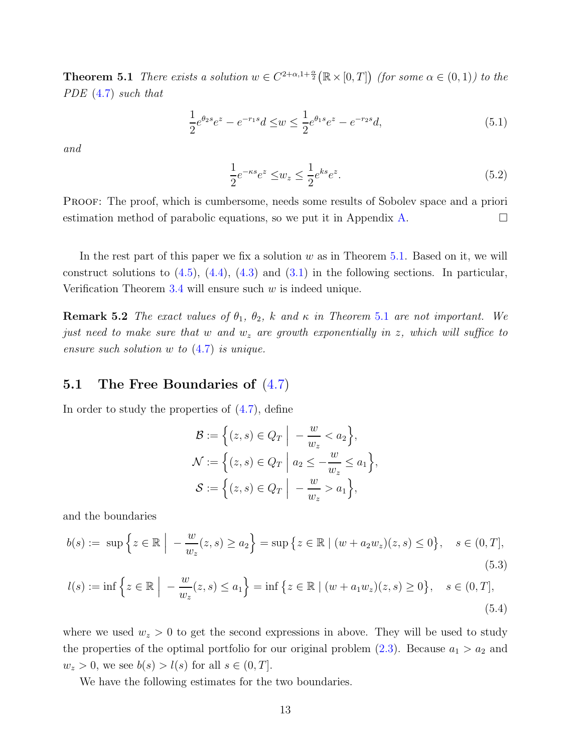**Theorem 5.1** *There exists a solution $w \in C^{2+\alpha,1+\frac{\alpha}{2}}\big(\mathbb{R}\times[0,T]\big)$ (for some $\alpha\in(0,1)$) to the PDE (4.7) such that*

$$\frac{1}{2}e^{\theta_2 s}e^z - e^{-r_1 s}d \leq w \leq \frac{1}{2}e^{\theta_1 s}e^z - e^{-r_2 s}d, \tag{5.1}$$

*and*

$$\frac{1}{2}e^{-\kappa s}e^z \leq w_z \leq \frac{1}{2}e^{k s}e^z. \tag{5.2}$$

Proof: The proof, which is cumbersome, needs some results of Sobolev space and a priori estimation method of parabolic equations, so we put it in Appendix A. $\square$

In the rest part of this paper we fix a solution $w$ as in Theorem 5.1. Based on it, we will construct solutions to (4.5), (4.4), (4.3) and (3.1) in the following sections. In particular, Verification Theorem 3.4 will ensure such $w$ is indeed unique.

**Remark 5.2** *The exact values of $\theta_1$, $\theta_2$, $k$ and $\kappa$ in Theorem 5.1 are not important. We just need to make sure that $w$ and $w_z$ are growth exponentially in $z$, which will suffice to ensure such solution $w$ to (4.7) is unique.*

## 5.1 The Free Boundaries of (4.7)

In order to study the properties of (4.7), define

$$\begin{aligned}
\mathcal{B} &:= \Big\{(z,s)\in Q_T \;\Big|\; -\frac{w}{w_z} < a_2\Big\},\\
\mathcal{N} &:= \Big\{(z,s)\in Q_T \;\Big|\; a_2 \leq -\frac{w}{w_z} \leq a_1\Big\},\\
\mathcal{S} &:= \Big\{(z,s)\in Q_T \;\Big|\; -\frac{w}{w_z} > a_1\Big\},
\end{aligned}$$

and the boundaries

$$b(s) := \sup\Big\{z\in\mathbb{R} \;\Big|\; -\frac{w}{w_z}(z,s) \geq a_2\Big\} = \sup\big\{z\in\mathbb{R} \mid (w+a_2 w_z)(z,s)\leq 0\big\}, \quad s\in(0,T], \tag{5.3}$$

$$l(s) := \inf\Big\{z\in\mathbb{R} \;\Big|\; -\frac{w}{w_z}(z,s) \leq a_1\Big\} = \inf\big\{z\in\mathbb{R} \mid (w+a_1 w_z)(z,s)\geq 0\big\}, \quad s\in(0,T], \tag{5.4}$$

where we used $w_z>0$ to get the second expressions in above. They will be used to study the properties of the optimal portfolio for our original problem (2.3). Because $a_1>a_2$ and $w_z>0$, we see $b(s)>l(s)$ for all $s\in(0,T]$.

We have the following estimates for the two boundaries.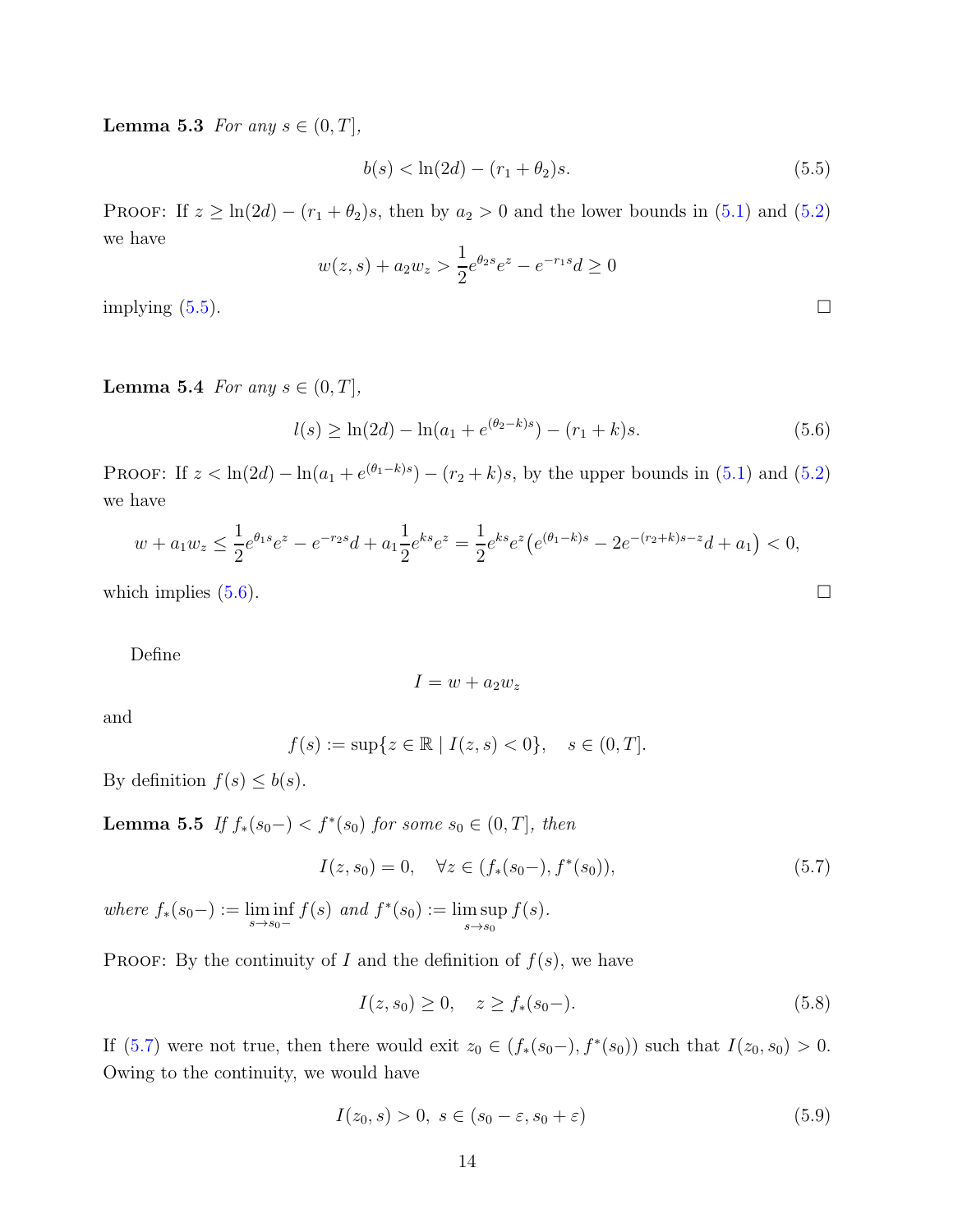**Lemma 5.3** *For any $s \in (0, T]$,*

$$b(s) < \ln(2d) - (r_1 + \theta_2)s. \tag{5.5}$$

PROOF: If $z \geq \ln(2d) - (r_1 + \theta_2)s$, then by $a_2 > 0$ and the lower bounds in (5.1) and (5.2) we have

$$w(z, s) + a_2 w_z > \frac{1}{2} e^{\theta_2 s} e^z - e^{-r_1 s} d \geq 0$$

implying (5.5). □

**Lemma 5.4** *For any $s \in (0, T]$,*

$$l(s) \geq \ln(2d) - \ln(a_1 + e^{(\theta_2 - k)s}) - (r_1 + k)s. \tag{5.6}$$

PROOF: If $z < \ln(2d) - \ln(a_1 + e^{(\theta_1 - k)s}) - (r_2 + k)s$, by the upper bounds in (5.1) and (5.2) we have

$$w + a_1 w_z \leq \frac{1}{2} e^{\theta_1 s} e^z - e^{-r_2 s} d + a_1 \frac{1}{2} e^{ks} e^z = \frac{1}{2} e^{ks} e^z \big( e^{(\theta_1 - k)s} - 2e^{-(r_2 + k)s - z} d + a_1 \big) < 0,$$

which implies (5.6). □

Define

$$I = w + a_2 w_z$$

and

$$f(s) := \sup\{z \in \mathbb{R} \mid I(z, s) < 0\}, \quad s \in (0, T].$$

By definition $f(s) \leq b(s)$.

**Lemma 5.5** *If $f_*(s_0-) < f^*(s_0)$ for some $s_0 \in (0, T]$, then*

$$I(z, s_0) = 0, \quad \forall z \in (f_*(s_0-), f^*(s_0)), \tag{5.7}$$

*where $f_*(s_0-) := \liminf\limits_{s \to s_0-} f(s)$ and $f^*(s_0) := \limsup\limits_{s \to s_0} f(s)$.*

PROOF: By the continuity of $I$ and the definition of $f(s)$, we have

$$I(z, s_0) \geq 0, \quad z \geq f_*(s_0-). \tag{5.8}$$

If (5.7) were not true, then there would exit $z_0 \in (f_*(s_0-), f^*(s_0))$ such that $I(z_0, s_0) > 0$. Owing to the continuity, we would have

$$I(z_0, s) > 0, \ s \in (s_0 - \varepsilon, s_0 + \varepsilon) \tag{5.9}$$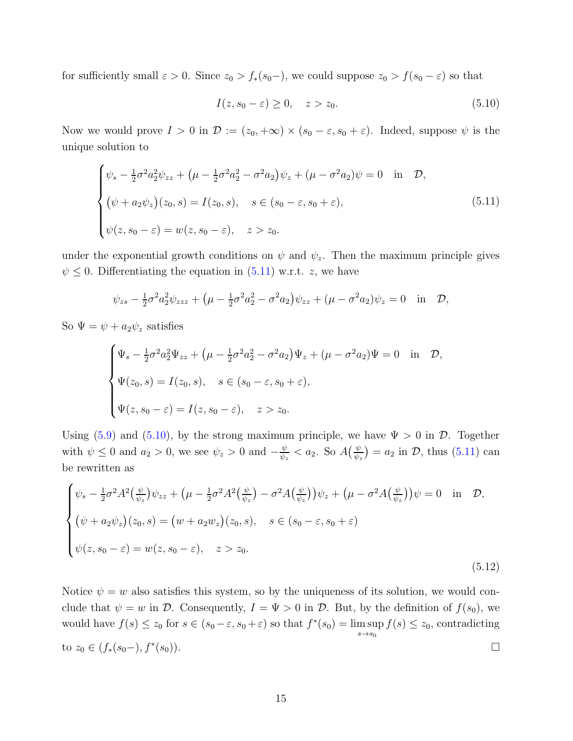for sufficiently small $\varepsilon > 0$. Since $z_0 > f_*(s_0-)$, we could suppose $z_0 > f(s_0 - \varepsilon)$ so that

$$
I(z, s_0 - \varepsilon) \geq 0, \quad z > z_0. \tag{5.10}
$$

Now we would prove $I > 0$ in $\mathcal{D} := (z_0, +\infty) \times (s_0 - \varepsilon, s_0 + \varepsilon)$. Indeed, suppose $\psi$ is the unique solution to

$$
\begin{cases}
\psi_s - \frac{1}{2}\sigma^2 a_2^2 \psi_{zz} + \big(\mu - \frac{1}{2}\sigma^2 a_2^2 - \sigma^2 a_2\big)\psi_z + (\mu - \sigma^2 a_2)\psi = 0 \quad \text{in} \quad \mathcal{D}, \\[2mm]
\big(\psi + a_2 \psi_z\big)(z_0, s) = I(z_0, s), \quad s \in (s_0 - \varepsilon, s_0 + \varepsilon), \\[2mm]
\psi(z, s_0 - \varepsilon) = w(z, s_0 - \varepsilon), \quad z > z_0.
\end{cases} \tag{5.11}
$$

under the exponential growth conditions on $\psi$ and $\psi_z$. Then the maximum principle gives $\psi \leq 0$. Differentiating the equation in (5.11) w.r.t. $z$, we have

$$
\psi_{zs} - \tfrac{1}{2}\sigma^2 a_2^2 \psi_{zzz} + \big(\mu - \tfrac{1}{2}\sigma^2 a_2^2 - \sigma^2 a_2\big)\psi_{zz} + (\mu - \sigma^2 a_2)\psi_z = 0 \quad \text{in} \quad \mathcal{D},
$$

So $\Psi = \psi + a_2 \psi_z$ satisfies

$$
\begin{cases}
\Psi_s - \frac{1}{2}\sigma^2 a_2^2 \Psi_{zz} + \big(\mu - \frac{1}{2}\sigma^2 a_2^2 - \sigma^2 a_2\big)\Psi_z + (\mu - \sigma^2 a_2)\Psi = 0 \quad \text{in} \quad \mathcal{D}, \\[2mm]
\Psi(z_0, s) = I(z_0, s), \quad s \in (s_0 - \varepsilon, s_0 + \varepsilon), \\[2mm]
\Psi(z, s_0 - \varepsilon) = I(z, s_0 - \varepsilon), \quad z > z_0.
\end{cases}
$$

Using (5.9) and (5.10), by the strong maximum principle, we have $\Psi > 0$ in $\mathcal{D}$. Together with $\psi \leq 0$ and $a_2 > 0$, we see $\psi_z > 0$ and $-\frac{\psi}{\psi_z} < a_2$. So $A\big(\frac{\psi}{\psi_z}\big) = a_2$ in $\mathcal{D}$, thus (5.11) can be rewritten as

$$
\begin{cases}
\psi_s - \frac{1}{2}\sigma^2 A^2\big(\frac{\psi}{\psi_z}\big)\psi_{zz} + \big(\mu - \frac{1}{2}\sigma^2 A^2\big(\frac{\psi}{\psi_z}\big) - \sigma^2 A\big(\frac{\psi}{\psi_z}\big)\big)\psi_z + \big(\mu - \sigma^2 A\big(\frac{\psi}{\psi_z}\big)\big)\psi = 0 \quad \text{in} \quad \mathcal{D}, \\[2mm]
\big(\psi + a_2 \psi_z\big)(z_0, s) = \big(w + a_2 w_z\big)(z_0, s), \quad s \in (s_0 - \varepsilon, s_0 + \varepsilon) \\[2mm]
\psi(z, s_0 - \varepsilon) = w(z, s_0 - \varepsilon), \quad z > z_0.
\end{cases} \tag{5.12}
$$

Notice $\psi = w$ also satisfies this system, so by the uniqueness of its solution, we would conclude that $\psi = w$ in $\mathcal{D}$. Consequently, $I = \Psi > 0$ in $\mathcal{D}$. But, by the definition of $f(s_0)$, we would have $f(s) \leq z_0$ for $s \in (s_0 - \varepsilon, s_0 + \varepsilon)$ so that $f^*(s_0) = \limsup_{s \to s_0} f(s) \leq z_0$, contradicting to $z_0 \in (f_*(s_0-), f^*(s_0))$. $\square$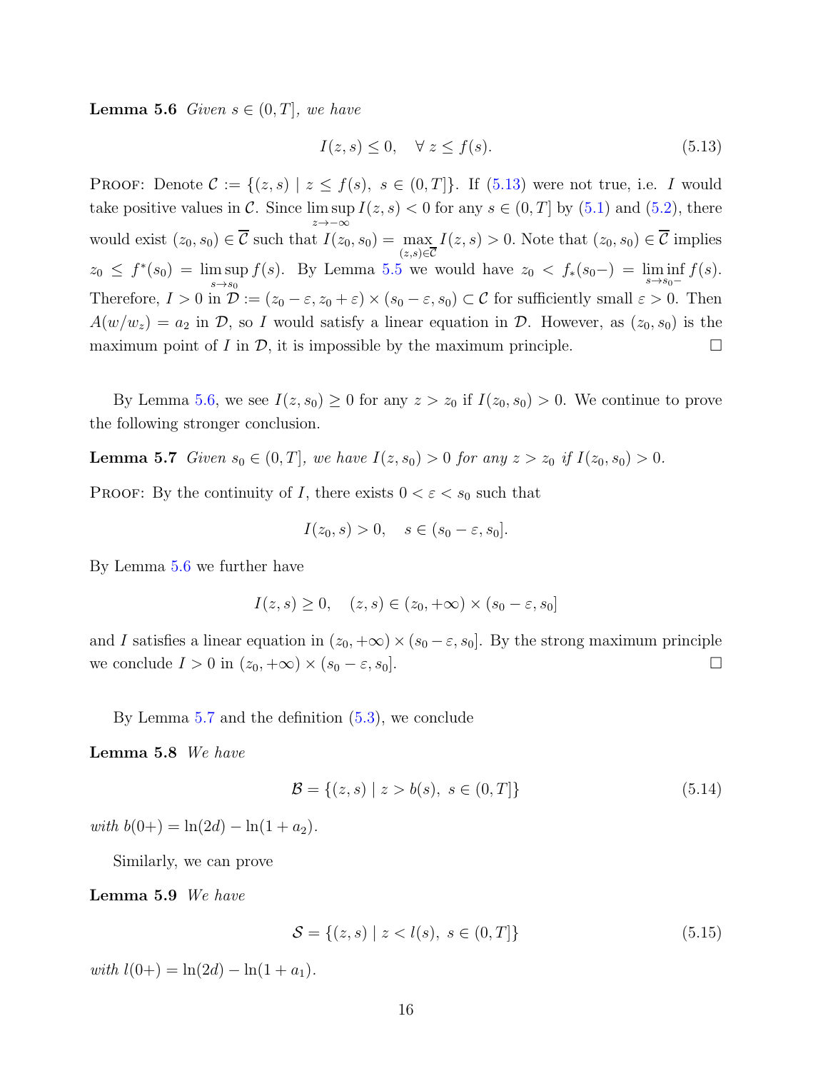**Lemma 5.6** *Given $s \in (0, T]$, we have*

$$I(z, s) \leq 0, \quad \forall\, z \leq f(s). \tag{5.13}$$

Proof: Denote $\mathcal{C} := \{(z, s) \mid z \leq f(s),\ s \in (0, T]\}$. If (5.13) were not true, i.e. $I$ would take positive values in $\mathcal{C}$. Since $\limsup\limits_{z \to -\infty} I(z, s) < 0$ for any $s \in (0, T]$ by (5.1) and (5.2), there would exist $(z_0, s_0) \in \overline{\mathcal{C}}$ such that $I(z_0, s_0) = \max\limits_{(z,s) \in \overline{\mathcal{C}}} I(z, s) > 0$. Note that $(z_0, s_0) \in \overline{\mathcal{C}}$ implies $z_0 \leq f^*(s_0) = \limsup\limits_{s \to s_0} f(s)$. By Lemma 5.5 we would have $z_0 < f_*(s_0-) = \liminf\limits_{s \to s_0-} f(s)$. Therefore, $I > 0$ in $\mathcal{D} := (z_0 - \varepsilon, z_0 + \varepsilon) \times (s_0 - \varepsilon, s_0) \subset \mathcal{C}$ for sufficiently small $\varepsilon > 0$. Then $A(w/w_z) = a_2$ in $\mathcal{D}$, so $I$ would satisfy a linear equation in $\mathcal{D}$. However, as $(z_0, s_0)$ is the maximum point of $I$ in $\mathcal{D}$, it is impossible by the maximum principle. □

By Lemma 5.6, we see $I(z, s_0) \geq 0$ for any $z > z_0$ if $I(z_0, s_0) > 0$. We continue to prove the following stronger conclusion.

**Lemma 5.7** *Given $s_0 \in (0, T]$, we have $I(z, s_0) > 0$ for any $z > z_0$ if $I(z_0, s_0) > 0$.*

Proof: By the continuity of $I$, there exists $0 < \varepsilon < s_0$ such that

$$I(z_0, s) > 0, \quad s \in (s_0 - \varepsilon, s_0].$$

By Lemma 5.6 we further have

$$I(z, s) \geq 0, \quad (z, s) \in (z_0, +\infty) \times (s_0 - \varepsilon, s_0]$$

and $I$ satisfies a linear equation in $(z_0, +\infty) \times (s_0 - \varepsilon, s_0]$. By the strong maximum principle we conclude $I > 0$ in $(z_0, +\infty) \times (s_0 - \varepsilon, s_0]$. □

By Lemma 5.7 and the definition (5.3), we conclude

**Lemma 5.8** *We have*

$$\mathcal{B} = \{(z, s) \mid z > b(s),\ s \in (0, T]\} \tag{5.14}$$

*with $b(0+) = \ln(2d) - \ln(1 + a_2)$.*

Similarly, we can prove

**Lemma 5.9** *We have*

$$\mathcal{S} = \{(z, s) \mid z < l(s),\ s \in (0, T]\} \tag{5.15}$$

*with $l(0+) = \ln(2d) - \ln(1 + a_1)$.*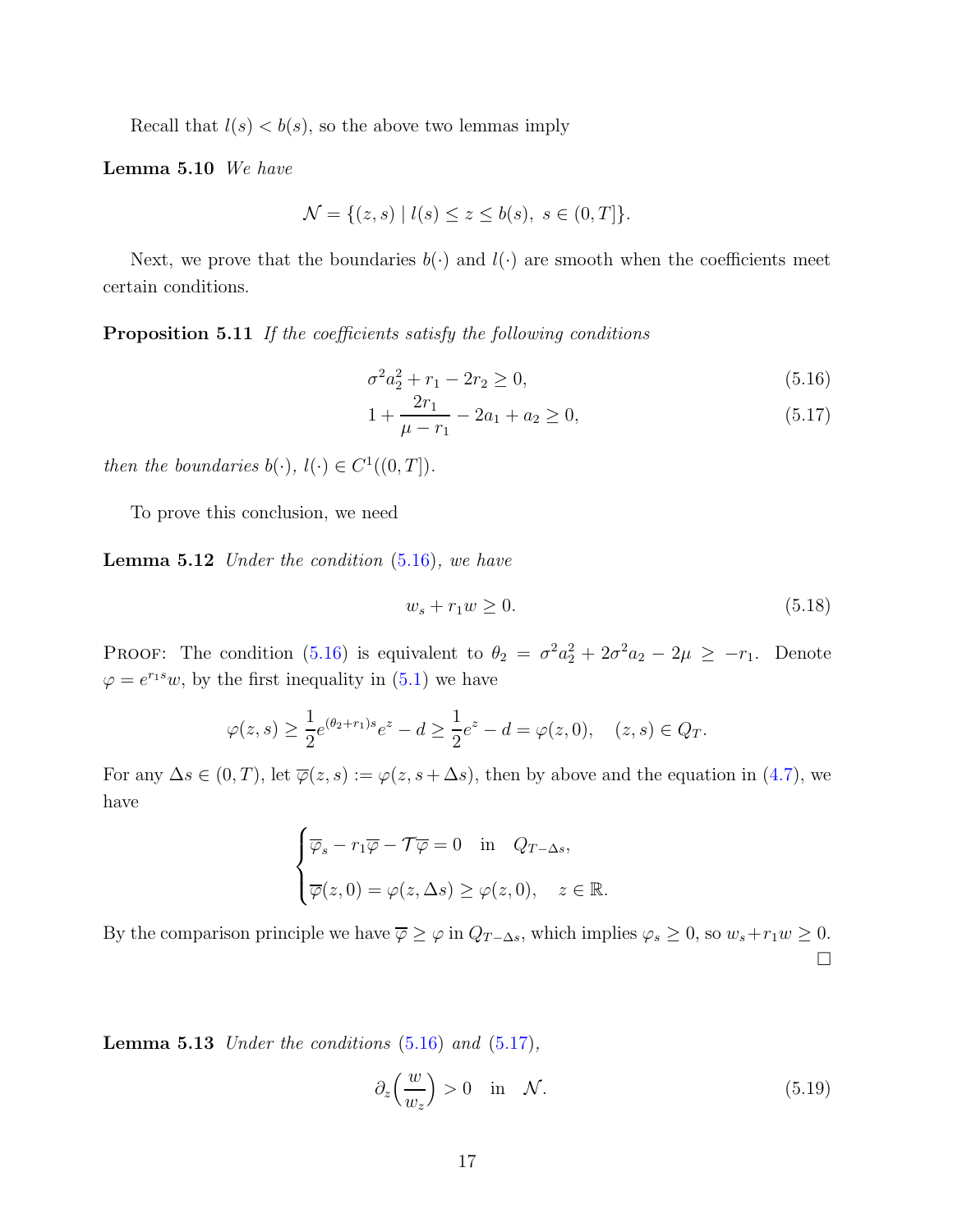Recall that $l(s) < b(s)$, so the above two lemmas imply

**Lemma 5.10** *We have*

$$\mathcal{N} = \{(z,s) \mid l(s) \le z \le b(s),\ s \in (0,T]\}.$$

Next, we prove that the boundaries $b(\cdot)$ and $l(\cdot)$ are smooth when the coefficients meet certain conditions.

**Proposition 5.11** *If the coefficients satisfy the following conditions*

$$\sigma^2 a_2^2 + r_1 - 2r_2 \ge 0, \tag{5.16}$$

$$1 + \frac{2r_1}{\mu - r_1} - 2a_1 + a_2 \ge 0, \tag{5.17}$$

*then the boundaries $b(\cdot)$, $l(\cdot) \in C^1((0,T])$.*

To prove this conclusion, we need

**Lemma 5.12** *Under the condition (5.16), we have*

$$w_s + r_1 w \ge 0. \tag{5.18}$$

Proof: The condition (5.16) is equivalent to $\theta_2 = \sigma^2 a_2^2 + 2\sigma^2 a_2 - 2\mu \ge -r_1$. Denote $\varphi = e^{r_1 s} w$, by the first inequality in (5.1) we have

$$\varphi(z,s) \ge \frac{1}{2} e^{(\theta_2 + r_1)s} e^z - d \ge \frac{1}{2} e^z - d = \varphi(z,0), \quad (z,s) \in Q_T.$$

For any $\Delta s \in (0,T)$, let $\overline{\varphi}(z,s) := \varphi(z, s+\Delta s)$, then by above and the equation in (4.7), we have

$$\begin{cases} \overline{\varphi}_s - r_1 \overline{\varphi} - \mathcal{T}\overline{\varphi} = 0 \quad \text{in} \quad Q_{T-\Delta s}, \\ \overline{\varphi}(z,0) = \varphi(z,\Delta s) \ge \varphi(z,0), \quad z \in \mathbb{R}. \end{cases}$$

By the comparison principle we have $\overline{\varphi} \ge \varphi$ in $Q_{T-\Delta s}$, which implies $\varphi_s \ge 0$, so $w_s + r_1 w \ge 0$. $\square$

**Lemma 5.13** *Under the conditions (5.16) and (5.17),*

$$\partial_z\Big(\frac{w}{w_z}\Big) > 0 \quad \text{in} \quad \mathcal{N}. \tag{5.19}$$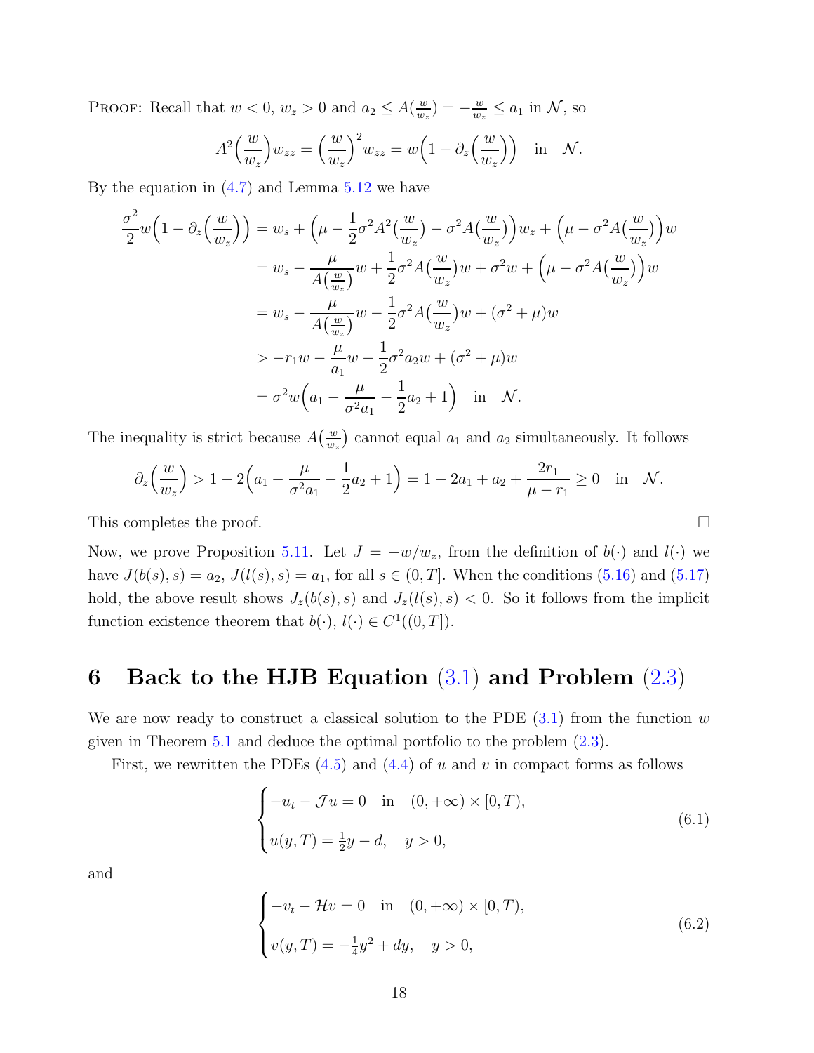Proof: Recall that $w<0$, $w_z>0$ and $a_2 \le A(\frac{w}{w_z}) = -\frac{w}{w_z} \le a_1$ in $\mathcal{N}$, so

$$A^2\Big(\frac{w}{w_z}\Big) w_{zz} = \Big(\frac{w}{w_z}\Big)^2 w_{zz} = w\Big(1-\partial_z\Big(\frac{w}{w_z}\Big)\Big) \quad \text{in} \quad \mathcal{N}.$$

By the equation in (4.7) and Lemma 5.12 we have

$$\begin{aligned}
\frac{\sigma^2}{2} w\Big(1-\partial_z\Big(\frac{w}{w_z}\Big)\Big) &= w_s + \Big(\mu - \frac{1}{2}\sigma^2 A^2(\frac{w}{w_z}) - \sigma^2 A(\frac{w}{w_z})\Big) w_z + \Big(\mu - \sigma^2 A(\frac{w}{w_z})\Big) w \\
&= w_s - \frac{\mu}{A(\frac{w}{w_z})} w + \frac{1}{2}\sigma^2 A(\frac{w}{w_z}) w + \sigma^2 w + \Big(\mu - \sigma^2 A(\frac{w}{w_z})\Big) w \\
&= w_s - \frac{\mu}{A(\frac{w}{w_z})} w - \frac{1}{2}\sigma^2 A(\frac{w}{w_z}) w + (\sigma^2+\mu) w \\
&> -r_1 w - \frac{\mu}{a_1} w - \frac{1}{2}\sigma^2 a_2 w + (\sigma^2+\mu) w \\
&= \sigma^2 w \Big(a_1 - \frac{\mu}{\sigma^2 a_1} - \frac{1}{2} a_2 + 1\Big) \quad \text{in} \quad \mathcal{N}.
\end{aligned}$$

The inequality is strict because $A(\frac{w}{w_z})$ cannot equal $a_1$ and $a_2$ simultaneously. It follows

$$\partial_z\Big(\frac{w}{w_z}\Big) > 1 - 2\Big(a_1 - \frac{\mu}{\sigma^2 a_1} - \frac{1}{2}a_2 + 1\Big) = 1 - 2a_1 + a_2 + \frac{2r_1}{\mu - r_1} \ge 0 \quad \text{in} \quad \mathcal{N}.$$

This completes the proof. □

Now, we prove Proposition 5.11. Let $J = -w/w_z$, from the definition of $b(\cdot)$ and $l(\cdot)$ we have $J(b(s),s) = a_2$, $J(l(s),s) = a_1$, for all $s \in (0,T]$. When the conditions (5.16) and (5.17) hold, the above result shows $J_z(b(s),s)$ and $J_z(l(s),s) < 0$. So it follows from the implicit function existence theorem that $b(\cdot)$, $l(\cdot) \in C^1((0,T])$.

# 6 Back to the HJB Equation (3.1) and Problem (2.3)

We are now ready to construct a classical solution to the PDE (3.1) from the function $w$ given in Theorem 5.1 and deduce the optimal portfolio to the problem (2.3).

First, we rewritten the PDEs (4.5) and (4.4) of $u$ and $v$ in compact forms as follows

$$\begin{cases} -u_t - \mathcal{J} u = 0 \quad \text{in} \quad (0,+\infty)\times[0,T), \\ u(y,T) = \frac{1}{2}y - d, \quad y>0, \end{cases} \tag{6.1}$$

and

$$\begin{cases} -v_t - \mathcal{H} v = 0 \quad \text{in} \quad (0,+\infty)\times[0,T), \\ v(y,T) = -\frac{1}{4}y^2 + dy, \quad y>0, \end{cases} \tag{6.2}$$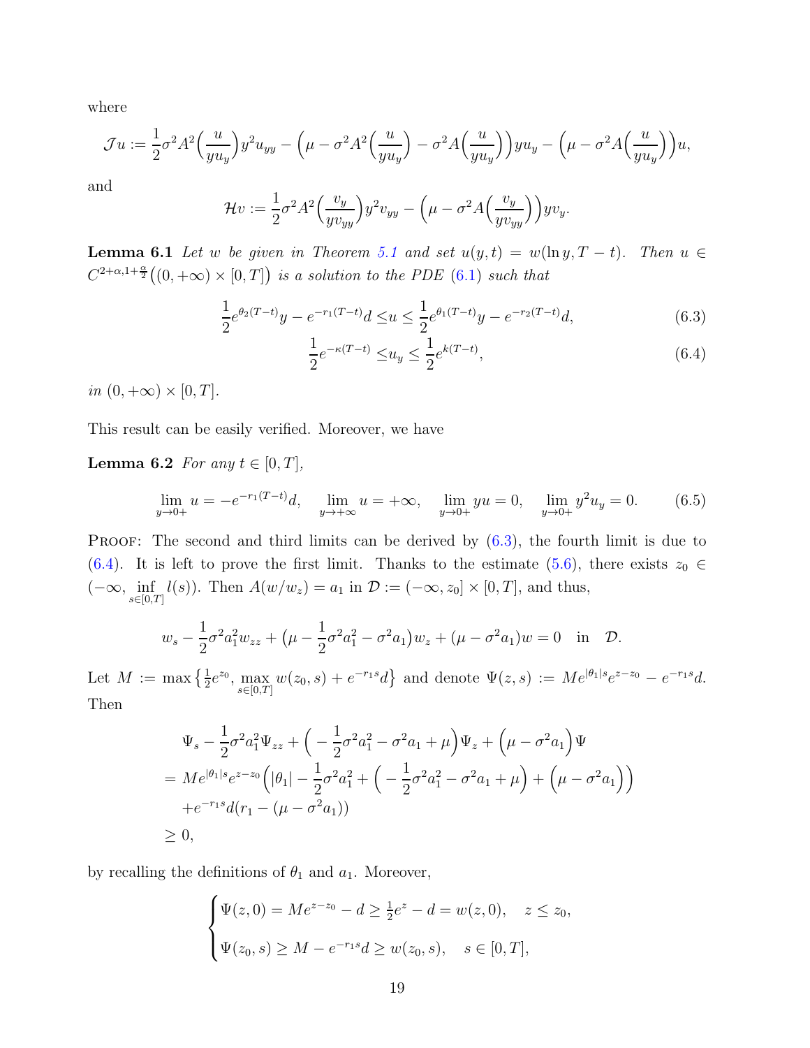where

$$\mathcal{J}u := \frac{1}{2}\sigma^2 A^2\Big(\frac{u}{yu_y}\Big)y^2 u_{yy} - \Big(\mu - \sigma^2 A^2\Big(\frac{u}{yu_y}\Big) - \sigma^2 A\Big(\frac{u}{yu_y}\Big)\Big)yu_y - \Big(\mu - \sigma^2 A\Big(\frac{u}{yu_y}\Big)\Big)u,$$

and

$$\mathcal{H}v := \frac{1}{2}\sigma^2 A^2\Big(\frac{v_y}{yv_{yy}}\Big)y^2 v_{yy} - \Big(\mu - \sigma^2 A\Big(\frac{v_y}{yv_{yy}}\Big)\Big)yv_y.$$

**Lemma 6.1** *Let $w$ be given in Theorem 5.1 and set $u(y,t) = w(\ln y, T-t)$. Then $u \in C^{2+\alpha,1+\frac{\alpha}{2}}\big((0,+\infty)\times[0,T]\big)$ is a solution to the PDE (6.1) such that*

$$\frac{1}{2}e^{\theta_2(T-t)}y - e^{-r_1(T-t)}d \le u \le \frac{1}{2}e^{\theta_1(T-t)}y - e^{-r_2(T-t)}d, \tag{6.3}$$

$$\frac{1}{2}e^{-\kappa(T-t)} \le u_y \le \frac{1}{2}e^{k(T-t)}, \tag{6.4}$$

*in $(0,+\infty)\times[0,T]$.*

This result can be easily verified. Moreover, we have

**Lemma 6.2** *For any $t\in[0,T]$,*

$$\lim_{y\to 0+} u = -e^{-r_1(T-t)}d, \quad \lim_{y\to+\infty} u = +\infty, \quad \lim_{y\to 0+} yu = 0, \quad \lim_{y\to 0+} y^2 u_y = 0. \tag{6.5}$$

Proof: The second and third limits can be derived by (6.3), the fourth limit is due to (6.4). It is left to prove the first limit. Thanks to the estimate (5.6), there exists $z_0 \in (-\infty, \inf_{s\in[0,T]} l(s))$. Then $A(w/w_z) = a_1$ in $\mathcal{D} := (-\infty, z_0]\times[0,T]$, and thus,

$$w_s - \frac{1}{2}\sigma^2 a_1^2 w_{zz} + \big(\mu - \frac{1}{2}\sigma^2 a_1^2 - \sigma^2 a_1\big)w_z + (\mu - \sigma^2 a_1)w = 0 \quad \text{in} \quad \mathcal{D}.$$

Let $M := \max\big\{\frac{1}{2}e^{z_0}, \max_{s\in[0,T]} w(z_0,s) + e^{-r_1 s}d\big\}$ and denote $\Psi(z,s) := Me^{|\theta_1|s}e^{z-z_0} - e^{-r_1 s}d$. Then

$$\begin{aligned}
&\Psi_s - \frac{1}{2}\sigma^2 a_1^2 \Psi_{zz} + \Big(-\frac{1}{2}\sigma^2 a_1^2 - \sigma^2 a_1 + \mu\Big)\Psi_z + \Big(\mu - \sigma^2 a_1\Big)\Psi \\
=\ & Me^{|\theta_1|s}e^{z-z_0}\Big(|\theta_1| - \frac{1}{2}\sigma^2 a_1^2 + \Big(-\frac{1}{2}\sigma^2 a_1^2 - \sigma^2 a_1 + \mu\Big) + \Big(\mu - \sigma^2 a_1\Big)\Big) \\
& + e^{-r_1 s}d(r_1 - (\mu - \sigma^2 a_1)) \\
\ge\ & 0,
\end{aligned}$$

by recalling the definitions of $\theta_1$ and $a_1$. Moreover,

$$\begin{cases}
\Psi(z,0) = Me^{z-z_0} - d \ge \frac{1}{2}e^z - d = w(z,0), & z \le z_0, \\[2mm]
\Psi(z_0,s) \ge M - e^{-r_1 s}d \ge w(z_0,s), & s\in[0,T],
\end{cases}$$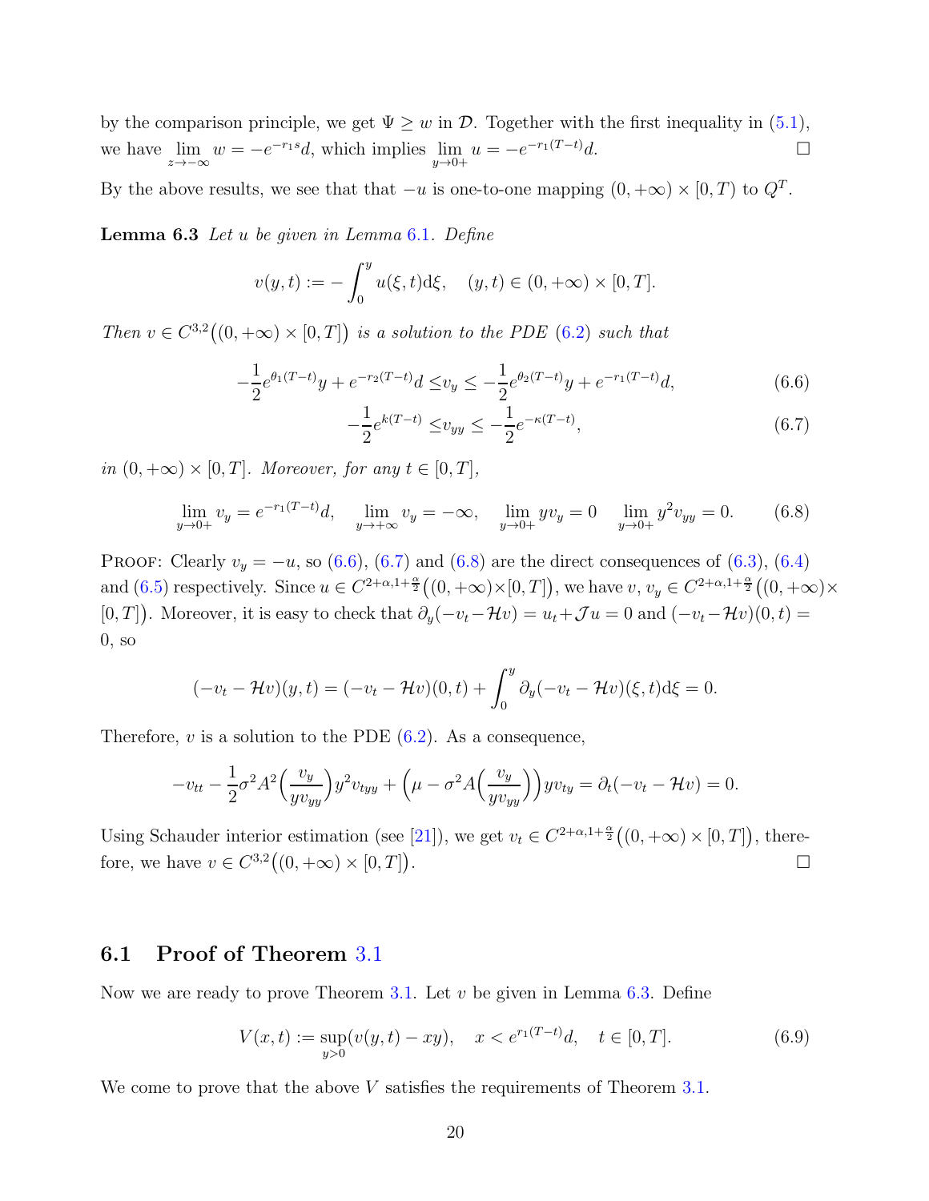by the comparison principle, we get $\Psi \geq w$ in $\mathcal{D}$. Together with the first inequality in (5.1), we have $\lim_{z\to-\infty} w = -e^{-r_1 s}d$, which implies $\lim_{y\to 0+} u = -e^{-r_1(T-t)}d$. □

By the above results, we see that that $-u$ is one-to-one mapping $(0,+\infty)\times[0,T)$ to $Q^T$.

**Lemma 6.3** *Let $u$ be given in Lemma 6.1. Define*

$$v(y,t) := -\int_0^y u(\xi,t)\mathrm{d}\xi, \quad (y,t)\in(0,+\infty)\times[0,T].$$

*Then $v\in C^{3,2}\big((0,+\infty)\times[0,T]\big)$ is a solution to the PDE (6.2) such that*

$$-\frac{1}{2}e^{\theta_1(T-t)}y + e^{-r_2(T-t)}d \leq v_y \leq -\frac{1}{2}e^{\theta_2(T-t)}y + e^{-r_1(T-t)}d, \tag{6.6}$$

$$-\frac{1}{2}e^{k(T-t)} \leq v_{yy} \leq -\frac{1}{2}e^{-\kappa(T-t)}, \tag{6.7}$$

*in $(0,+\infty)\times[0,T]$. Moreover, for any $t\in[0,T]$,*

$$\lim_{y\to 0+} v_y = e^{-r_1(T-t)}d, \quad \lim_{y\to+\infty} v_y = -\infty, \quad \lim_{y\to 0+} yv_y = 0 \quad \lim_{y\to 0+} y^2 v_{yy} = 0. \tag{6.8}$$

PROOF: Clearly $v_y = -u$, so (6.6), (6.7) and (6.8) are the direct consequences of (6.3), (6.4) and (6.5) respectively. Since $u\in C^{2+\alpha,1+\frac{\alpha}{2}}\big((0,+\infty)\times[0,T]\big)$, we have $v$, $v_y\in C^{2+\alpha,1+\frac{\alpha}{2}}\big((0,+\infty)\times[0,T]\big)$. Moreover, it is easy to check that $\partial_y(-v_t-\mathcal{H}v) = u_t+\mathcal{J}u = 0$ and $(-v_t-\mathcal{H}v)(0,t) = 0$, so

$$(-v_t-\mathcal{H}v)(y,t) = (-v_t-\mathcal{H}v)(0,t) + \int_0^y \partial_y(-v_t-\mathcal{H}v)(\xi,t)\mathrm{d}\xi = 0.$$

Therefore, $v$ is a solution to the PDE (6.2). As a consequence,

$$-v_{tt} - \frac{1}{2}\sigma^2 A^2\Big(\frac{v_y}{yv_{yy}}\Big)y^2 v_{tyy} + \Big(\mu - \sigma^2 A\Big(\frac{v_y}{yv_{yy}}\Big)\Big)yv_{ty} = \partial_t(-v_t-\mathcal{H}v) = 0.$$

Using Schauder interior estimation (see [21]), we get $v_t\in C^{2+\alpha,1+\frac{\alpha}{2}}\big((0,+\infty)\times[0,T]\big)$, therefore, we have $v\in C^{3,2}\big((0,+\infty)\times[0,T]\big)$. □

## 6.1 Proof of Theorem 3.1

Now we are ready to prove Theorem 3.1. Let $v$ be given in Lemma 6.3. Define

$$V(x,t) := \sup_{y>0}(v(y,t)-xy), \quad x < e^{r_1(T-t)}d, \quad t\in[0,T]. \tag{6.9}$$

We come to prove that the above $V$ satisfies the requirements of Theorem 3.1.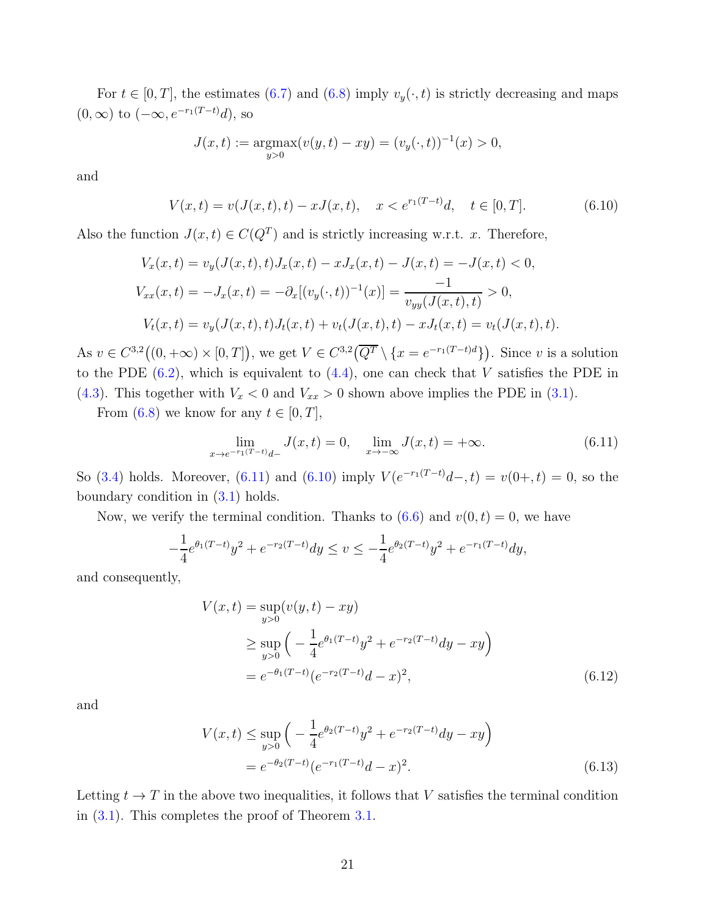For $t \in [0, T]$, the estimates (6.7) and (6.8) imply $v_y(\cdot, t)$ is strictly decreasing and maps $(0, \infty)$ to $(-\infty, e^{-r_1(T-t)}d)$, so

$$J(x, t) := \operatorname*{argmax}_{y>0}(v(y, t) - xy) = (v_y(\cdot, t))^{-1}(x) > 0,$$

and

$$V(x, t) = v(J(x, t), t) - xJ(x, t), \quad x < e^{r_1(T-t)}d, \quad t \in [0, T]. \tag{6.10}$$

Also the function $J(x, t) \in C(Q^T)$ and is strictly increasing w.r.t. $x$. Therefore,

$$\begin{aligned}
V_x(x, t) &= v_y(J(x, t), t)J_x(x, t) - xJ_x(x, t) - J(x, t) = -J(x, t) < 0, \\
V_{xx}(x, t) &= -J_x(x, t) = -\partial_x[(v_y(\cdot, t))^{-1}(x)] = \frac{-1}{v_{yy}(J(x, t), t)} > 0, \\
V_t(x, t) &= v_y(J(x, t), t)J_t(x, t) + v_t(J(x, t), t) - xJ_t(x, t) = v_t(J(x, t), t).
\end{aligned}$$

As $v \in C^{3,2}\big((0, +\infty) \times [0, T]\big)$, we get $V \in C^{3,2}\big(\overline{Q^T} \setminus \{x = e^{-r_1(T-t)d}\}\big)$. Since $v$ is a solution to the PDE (6.2), which is equivalent to (4.4), one can check that $V$ satisfies the PDE in (4.3). This together with $V_x < 0$ and $V_{xx} > 0$ shown above implies the PDE in (3.1).

From (6.8) we know for any $t \in [0, T]$,

$$\lim_{x \to e^{-r_1(T-t)}d-} J(x, t) = 0, \quad \lim_{x \to -\infty} J(x, t) = +\infty. \tag{6.11}$$

So (3.4) holds. Moreover, (6.11) and (6.10) imply $V(e^{-r_1(T-t)}d-, t) = v(0+, t) = 0$, so the boundary condition in (3.1) holds.

Now, we verify the terminal condition. Thanks to (6.6) and $v(0, t) = 0$, we have

$$-\frac{1}{4}e^{\theta_1(T-t)}y^2 + e^{-r_2(T-t)}dy \le v \le -\frac{1}{4}e^{\theta_2(T-t)}y^2 + e^{-r_1(T-t)}dy,$$

and consequently,

$$\begin{aligned}
V(x, t) &= \sup_{y>0}(v(y, t) - xy) \\
&\ge \sup_{y>0}\Big(-\frac{1}{4}e^{\theta_1(T-t)}y^2 + e^{-r_2(T-t)}dy - xy\Big) \\
&= e^{-\theta_1(T-t)}(e^{-r_2(T-t)}d - x)^2,
\end{aligned} \tag{6.12}$$

and

$$\begin{aligned}
V(x, t) &\le \sup_{y>0}\Big(-\frac{1}{4}e^{\theta_2(T-t)}y^2 + e^{-r_2(T-t)}dy - xy\Big) \\
&= e^{-\theta_2(T-t)}(e^{-r_1(T-t)}d - x)^2.
\end{aligned} \tag{6.13}$$

Letting $t \to T$ in the above two inequalities, it follows that $V$ satisfies the terminal condition in (3.1). This completes the proof of Theorem 3.1.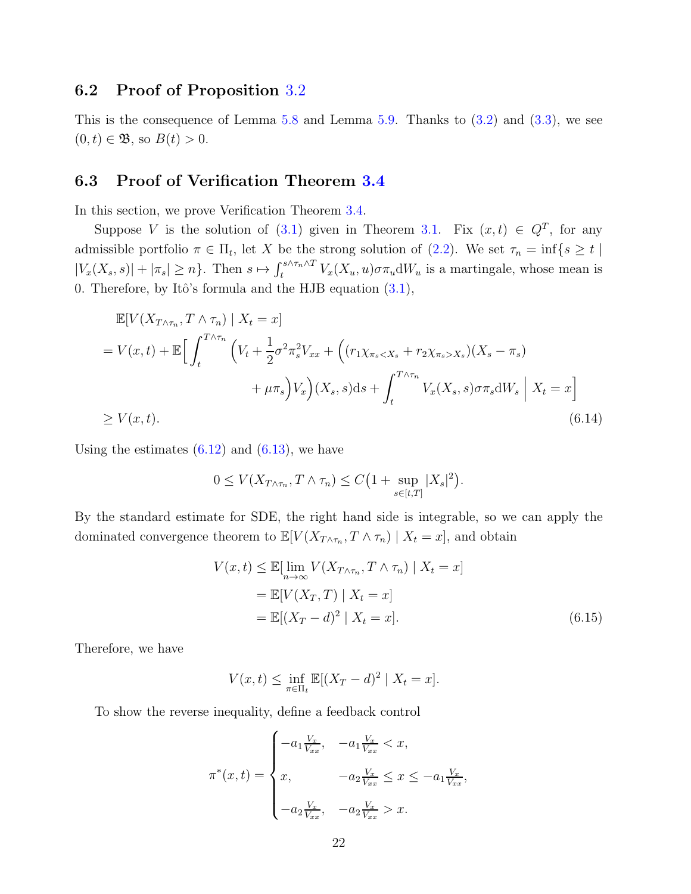### 6.2 Proof of Proposition 3.2

This is the consequence of Lemma 5.8 and Lemma 5.9. Thanks to (3.2) and (3.3), we see $(0,t) \in \mathfrak{B}$, so $B(t) > 0$.

### 6.3 Proof of Verification Theorem 3.4

In this section, we prove Verification Theorem 3.4.

Suppose $V$ is the solution of (3.1) given in Theorem 3.1. Fix $(x,t) \in Q^T$, for any admissible portfolio $\pi \in \Pi_t$, let $X$ be the strong solution of (2.2). We set $\tau_n = \inf\{s \geq t \mid |V_x(X_s, s)| + |\pi_s| \geq n\}$. Then $s \mapsto \int_t^{s\wedge\tau_n\wedge T} V_x(X_u, u)\sigma\pi_u \mathrm{d}W_u$ is a martingale, whose mean is 0. Therefore, by Itô's formula and the HJB equation (3.1),

$$
\begin{aligned}
&\mathbb{E}[V(X_{T\wedge\tau_n}, T\wedge\tau_n) \mid X_t = x] \\
&= V(x,t) + \mathbb{E}\Big[\int_t^{T\wedge\tau_n} \Big(V_t + \frac{1}{2}\sigma^2\pi_s^2 V_{xx} + \Big((r_1\chi_{\pi_s < X_s} + r_2\chi_{\pi_s > X_s})(X_s - \pi_s) \\
&\qquad\qquad + \mu\pi_s\Big)V_x\Big)(X_s, s)\mathrm{d}s + \int_t^{T\wedge\tau_n} V_x(X_s, s)\sigma\pi_s \mathrm{d}W_s \;\Big|\; X_t = x\Big] \\
&\geq V(x,t).
\end{aligned}
\tag{6.14}
$$

Using the estimates (6.12) and (6.13), we have

$$
0 \leq V(X_{T\wedge\tau_n}, T\wedge\tau_n) \leq C\big(1 + \sup_{s\in[t,T]} |X_s|^2\big).
$$

By the standard estimate for SDE, the right hand side is integrable, so we can apply the dominated convergence theorem to $\mathbb{E}[V(X_{T\wedge\tau_n}, T\wedge\tau_n) \mid X_t = x]$, and obtain

$$
\begin{aligned}
V(x,t) &\leq \mathbb{E}[\lim_{n\to\infty} V(X_{T\wedge\tau_n}, T\wedge\tau_n) \mid X_t = x] \\
&= \mathbb{E}[V(X_T, T) \mid X_t = x] \\
&= \mathbb{E}[(X_T - d)^2 \mid X_t = x].
\end{aligned}
\tag{6.15}
$$

Therefore, we have

$$
V(x,t) \leq \inf_{\pi\in\Pi_t} \mathbb{E}[(X_T - d)^2 \mid X_t = x].
$$

To show the reverse inequality, define a feedback control

$$
\pi^*(x,t) = \begin{cases}
-a_1\frac{V_x}{V_{xx}}, & -a_1\frac{V_x}{V_{xx}} < x, \\[2mm]
x, & -a_2\frac{V_x}{V_{xx}} \leq x \leq -a_1\frac{V_x}{V_{xx}}, \\[2mm]
-a_2\frac{V_x}{V_{xx}}, & -a_2\frac{V_x}{V_{xx}} > x.
\end{cases}
$$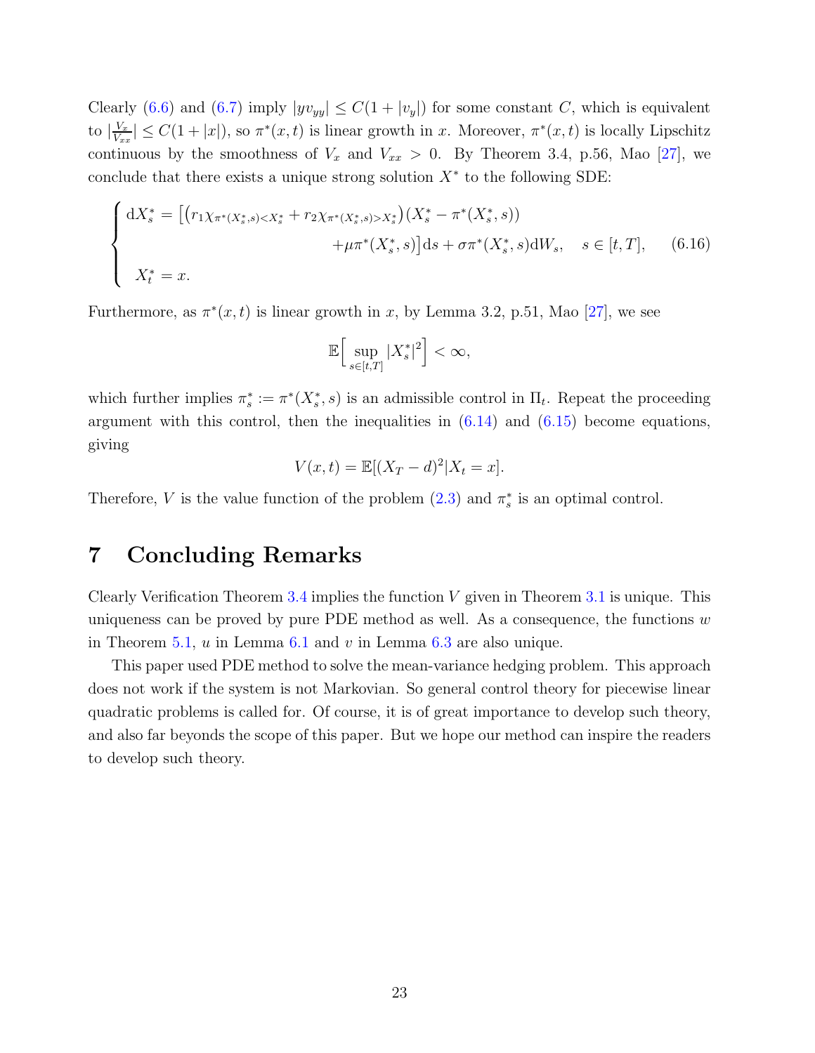Clearly (6.6) and (6.7) imply $|yv_{yy}| \leq C(1+|v_y|)$ for some constant $C$, which is equivalent to $|\frac{V_x}{V_{xx}}| \leq C(1+|x|)$, so $\pi^*(x,t)$ is linear growth in $x$. Moreover, $\pi^*(x,t)$ is locally Lipschitz continuous by the smoothness of $V_x$ and $V_{xx} > 0$. By Theorem 3.4, p.56, Mao [27], we conclude that there exists a unique strong solution $X^*$ to the following SDE:

$$
\begin{cases}
\mathrm{d}X_s^* = \big[\big(r_1\chi_{\pi^*(X_s^*,s)<X_s^*} + r_2\chi_{\pi^*(X_s^*,s)>X_s^*}\big)(X_s^* - \pi^*(X_s^*,s)) \\
\qquad\qquad\qquad\qquad + \mu\pi^*(X_s^*,s)\big]\mathrm{d}s + \sigma\pi^*(X_s^*,s)\mathrm{d}W_s, \quad s \in [t,T], \\
X_t^* = x.
\end{cases} \tag{6.16}
$$

Furthermore, as $\pi^*(x,t)$ is linear growth in $x$, by Lemma 3.2, p.51, Mao [27], we see

$$
\mathbb{E}\Big[\sup_{s\in[t,T]} |X_s^*|^2\Big] < \infty,
$$

which further implies $\pi_s^* := \pi^*(X_s^*,s)$ is an admissible control in $\Pi_t$. Repeat the proceeding argument with this control, then the inequalities in (6.14) and (6.15) become equations, giving

$$
V(x,t) = \mathbb{E}[(X_T - d)^2 | X_t = x].
$$

Therefore, $V$ is the value function of the problem (2.3) and $\pi_s^*$ is an optimal control.

# 7 Concluding Remarks

Clearly Verification Theorem 3.4 implies the function $V$ given in Theorem 3.1 is unique. This uniqueness can be proved by pure PDE method as well. As a consequence, the functions $w$ in Theorem 5.1, $u$ in Lemma 6.1 and $v$ in Lemma 6.3 are also unique.

This paper used PDE method to solve the mean-variance hedging problem. This approach does not work if the system is not Markovian. So general control theory for piecewise linear quadratic problems is called for. Of course, it is of great importance to develop such theory, and also far beyonds the scope of this paper. But we hope our method can inspire the readers to develop such theory.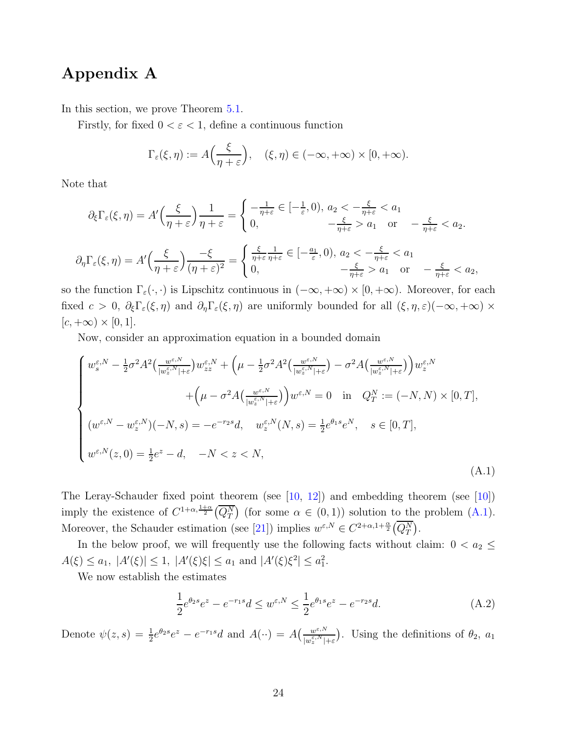# Appendix A

In this section, we prove Theorem 5.1.

Firstly, for fixed $0 < \varepsilon < 1$, define a continuous function

$$\Gamma_\varepsilon(\xi, \eta) := A\Big(\frac{\xi}{\eta + \varepsilon}\Big), \quad (\xi, \eta) \in (-\infty, +\infty) \times [0, +\infty).$$

Note that

$$\partial_\xi \Gamma_\varepsilon(\xi, \eta) = A'\Big(\frac{\xi}{\eta+\varepsilon}\Big)\frac{1}{\eta+\varepsilon} = \begin{cases} -\frac{1}{\eta+\varepsilon} \in [-\frac{1}{\varepsilon}, 0), \; a_2 < -\frac{\xi}{\eta+\varepsilon} < a_1 \\ 0, \qquad\qquad\qquad\quad -\frac{\xi}{\eta+\varepsilon} > a_1 \quad \text{or} \quad -\frac{\xi}{\eta+\varepsilon} < a_2. \end{cases}$$

$$\partial_\eta \Gamma_\varepsilon(\xi, \eta) = A'\Big(\frac{\xi}{\eta+\varepsilon}\Big)\frac{-\xi}{(\eta+\varepsilon)^2} = \begin{cases} \frac{\xi}{\eta+\varepsilon}\frac{1}{\eta+\varepsilon} \in [-\frac{a_1}{\varepsilon}, 0), \; a_2 < -\frac{\xi}{\eta+\varepsilon} < a_1 \\ 0, \qquad\qquad\qquad\qquad -\frac{\xi}{\eta+\varepsilon} > a_1 \quad \text{or} \quad -\frac{\xi}{\eta+\varepsilon} < a_2, \end{cases}$$

so the function $\Gamma_\varepsilon(\cdot, \cdot)$ is Lipschitz continuous in $(-\infty, +\infty) \times [0, +\infty)$. Moreover, for each fixed $c > 0$, $\partial_\xi \Gamma_\varepsilon(\xi, \eta)$ and $\partial_\eta \Gamma_\varepsilon(\xi, \eta)$ are uniformly bounded for all $(\xi, \eta, \varepsilon)(-\infty, +\infty) \times [c, +\infty) \times [0, 1]$.

Now, consider an approximation equation in a bounded domain

$$\begin{cases} w_s^{\varepsilon,N} - \frac{1}{2}\sigma^2 A^2\big(\frac{w^{\varepsilon,N}}{|w_z^{\varepsilon,N}|+\varepsilon}\big) w_{zz}^{\varepsilon,N} + \Big(\mu - \frac{1}{2}\sigma^2 A^2\big(\frac{w^{\varepsilon,N}}{|w_z^{\varepsilon,N}|+\varepsilon}\big) - \sigma^2 A\big(\frac{w^{\varepsilon,N}}{|w_z^{\varepsilon,N}|+\varepsilon}\big)\Big) w_z^{\varepsilon,N} \\ \qquad\qquad + \Big(\mu - \sigma^2 A\big(\frac{w^{\varepsilon,N}}{|w_z^{\varepsilon,N}|+\varepsilon}\big)\Big) w^{\varepsilon,N} = 0 \quad \text{in} \quad Q_T^N := (-N, N) \times [0, T], \\ (w^{\varepsilon,N} - w_z^{\varepsilon,N})(-N, s) = -e^{-r_2 s} d, \quad w_z^{\varepsilon,N}(N, s) = \frac{1}{2}e^{\theta_1 s} e^N, \quad s \in [0, T], \\ w^{\varepsilon,N}(z, 0) = \frac{1}{2}e^z - d, \quad -N < z < N, \end{cases} \tag{A.1}$$

The Leray-Schauder fixed point theorem (see [10, 12]) and embedding theorem (see [10]) imply the existence of $C^{1+\alpha, \frac{1+\alpha}{2}}\big(\overline{Q_T^N}\big)$ (for some $\alpha \in (0, 1)$) solution to the problem (A.1). Moreover, the Schauder estimation (see [21]) implies $w^{\varepsilon,N} \in C^{2+\alpha, 1+\frac{\alpha}{2}}\big(\overline{Q_T^N}\big)$.

In the below proof, we will frequently use the following facts without claim: $0 < a_2 \leq A(\xi) \leq a_1$, $|A'(\xi)| \leq 1$, $|A'(\xi)\xi| \leq a_1$ and $|A'(\xi)\xi^2| \leq a_1^2$.

We now establish the estimates

$$\frac{1}{2}e^{\theta_2 s} e^z - e^{-r_1 s} d \leq w^{\varepsilon,N} \leq \frac{1}{2}e^{\theta_1 s} e^z - e^{-r_2 s} d. \tag{A.2}$$

Denote $\psi(z, s) = \frac{1}{2}e^{\theta_2 s} e^z - e^{-r_1 s} d$ and $A(\cdot\cdot) = A\big(\frac{w^{\varepsilon,N}}{|w_z^{\varepsilon,N}|+\varepsilon}\big)$. Using the definitions of $\theta_2$, $a_1$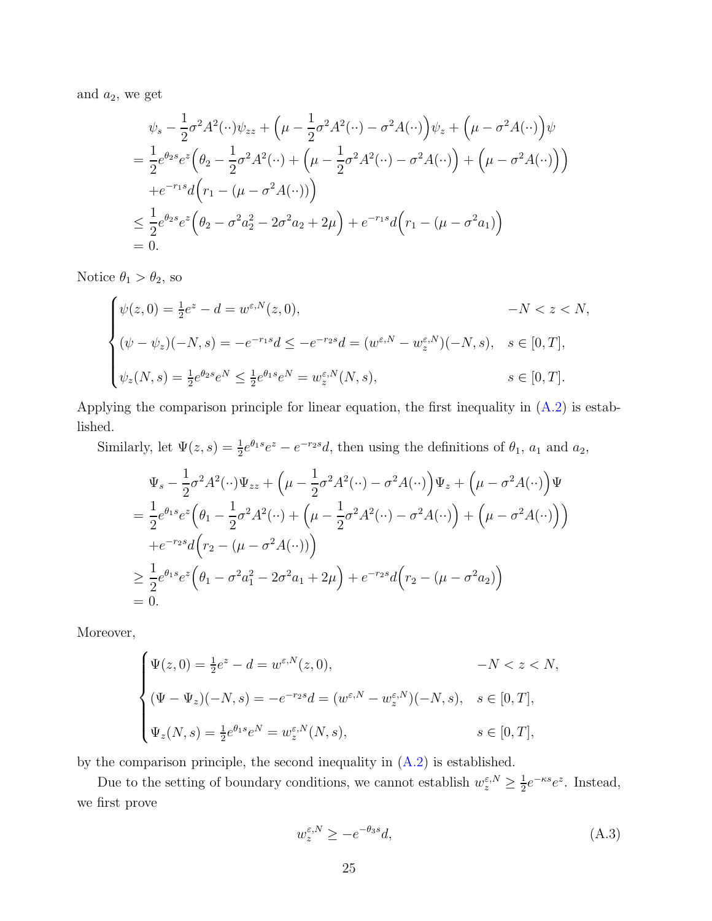and $a_2$, we get

$$
\begin{aligned}
&\psi_s - \frac{1}{2}\sigma^2 A^2(\cdot\cdot)\psi_{zz} + \Big(\mu - \frac{1}{2}\sigma^2 A^2(\cdot\cdot) - \sigma^2 A(\cdot\cdot)\Big)\psi_z + \Big(\mu - \sigma^2 A(\cdot\cdot)\Big)\psi \\
&= \frac{1}{2}e^{\theta_2 s}e^z\Big(\theta_2 - \frac{1}{2}\sigma^2 A^2(\cdot\cdot) + \Big(\mu - \frac{1}{2}\sigma^2 A^2(\cdot\cdot) - \sigma^2 A(\cdot\cdot)\Big) + \Big(\mu - \sigma^2 A(\cdot\cdot)\Big)\Big) \\
&\quad + e^{-r_1 s}d\Big(r_1 - (\mu - \sigma^2 A(\cdot\cdot))\Big) \\
&\le \frac{1}{2}e^{\theta_2 s}e^z\Big(\theta_2 - \sigma^2 a_2^2 - 2\sigma^2 a_2 + 2\mu\Big) + e^{-r_1 s}d\Big(r_1 - (\mu - \sigma^2 a_1)\Big) \\
&= 0.
\end{aligned}
$$

Notice $\theta_1 > \theta_2$, so

$$
\begin{cases}
\psi(z,0) = \frac{1}{2}e^z - d = w^{\varepsilon,N}(z,0), & -N < z < N, \\[2mm]
(\psi - \psi_z)(-N,s) = -e^{-r_1 s}d \le -e^{-r_2 s}d = (w^{\varepsilon,N} - w_z^{\varepsilon,N})(-N,s), & s \in [0,T], \\[2mm]
\psi_z(N,s) = \frac{1}{2}e^{\theta_2 s}e^N \le \frac{1}{2}e^{\theta_1 s}e^N = w_z^{\varepsilon,N}(N,s), & s \in [0,T].
\end{cases}
$$

Applying the comparison principle for linear equation, the first inequality in (A.2) is established.

Similarly, let $\Psi(z,s) = \frac{1}{2}e^{\theta_1 s}e^z - e^{-r_2 s}d$, then using the definitions of $\theta_1$, $a_1$ and $a_2$,

$$
\begin{aligned}
&\Psi_s - \frac{1}{2}\sigma^2 A^2(\cdot\cdot)\Psi_{zz} + \Big(\mu - \frac{1}{2}\sigma^2 A^2(\cdot\cdot) - \sigma^2 A(\cdot\cdot)\Big)\Psi_z + \Big(\mu - \sigma^2 A(\cdot\cdot)\Big)\Psi \\
&= \frac{1}{2}e^{\theta_1 s}e^z\Big(\theta_1 - \frac{1}{2}\sigma^2 A^2(\cdot\cdot) + \Big(\mu - \frac{1}{2}\sigma^2 A^2(\cdot\cdot) - \sigma^2 A(\cdot\cdot)\Big) + \Big(\mu - \sigma^2 A(\cdot\cdot)\Big)\Big) \\
&\quad + e^{-r_2 s}d\Big(r_2 - (\mu - \sigma^2 A(\cdot\cdot))\Big) \\
&\ge \frac{1}{2}e^{\theta_1 s}e^z\Big(\theta_1 - \sigma^2 a_1^2 - 2\sigma^2 a_1 + 2\mu\Big) + e^{-r_2 s}d\Big(r_2 - (\mu - \sigma^2 a_2)\Big) \\
&= 0.
\end{aligned}
$$

Moreover,

$$
\begin{cases}
\Psi(z,0) = \frac{1}{2}e^z - d = w^{\varepsilon,N}(z,0), & -N < z < N, \\[2mm]
(\Psi - \Psi_z)(-N,s) = -e^{-r_2 s}d = (w^{\varepsilon,N} - w_z^{\varepsilon,N})(-N,s), & s \in [0,T], \\[2mm]
\Psi_z(N,s) = \frac{1}{2}e^{\theta_1 s}e^N = w_z^{\varepsilon,N}(N,s), & s \in [0,T],
\end{cases}
$$

by the comparison principle, the second inequality in (A.2) is established.

Due to the setting of boundary conditions, we cannot establish $w_z^{\varepsilon,N} \ge \frac{1}{2}e^{-\kappa s}e^z$. Instead, we first prove

$$
w_z^{\varepsilon,N} \ge -e^{-\theta_3 s}d, \tag{A.3}
$$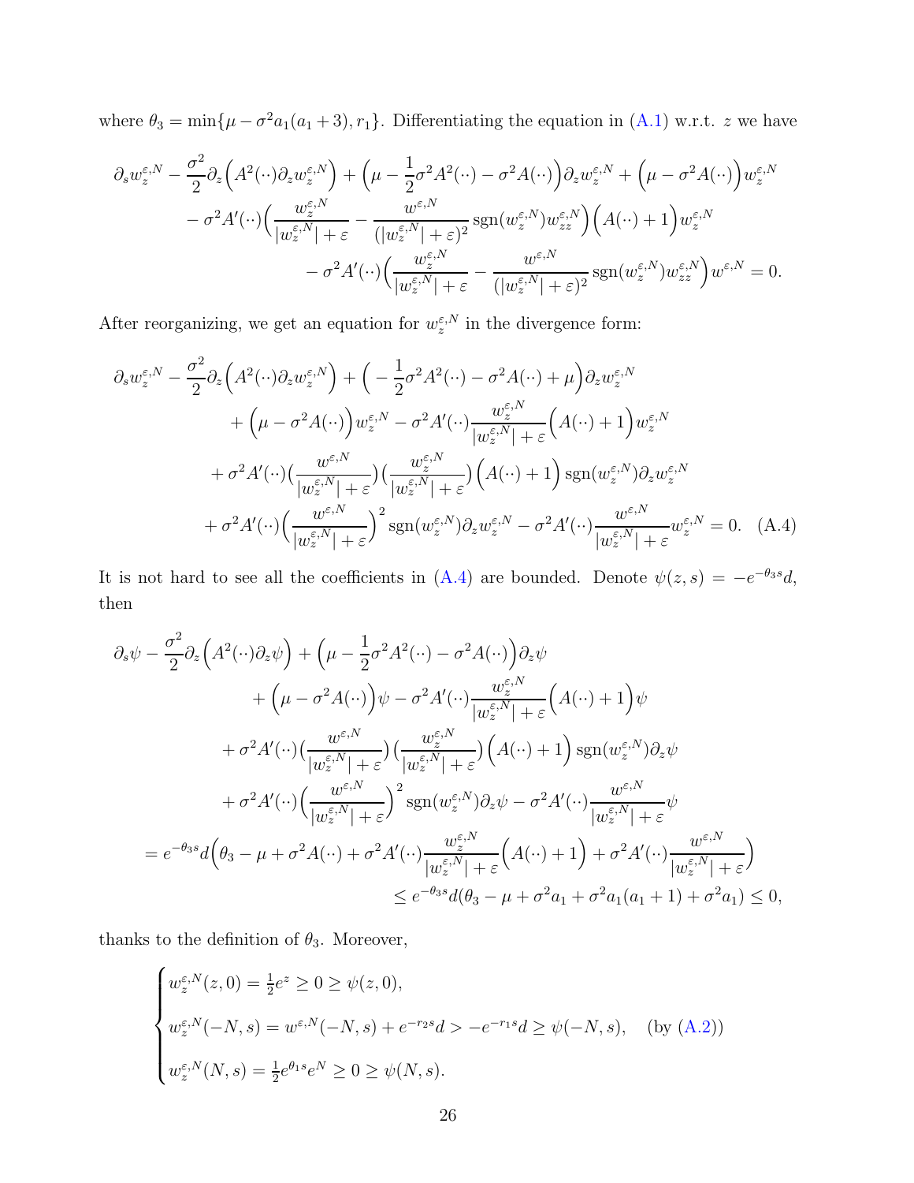where $\theta_3 = \min\{\mu - \sigma^2 a_1(a_1+3), r_1\}$. Differentiating the equation in (A.1) w.r.t. $z$ we have

$$
\begin{aligned}
\partial_s w_z^{\varepsilon,N} - \frac{\sigma^2}{2}\partial_z\Big(A^2(\cdot\cdot)\partial_z w_z^{\varepsilon,N}\Big) + \Big(\mu - \frac{1}{2}\sigma^2 A^2(\cdot\cdot) - \sigma^2 A(\cdot\cdot)\Big)\partial_z w_z^{\varepsilon,N} + \Big(\mu - \sigma^2 A(\cdot\cdot)\Big) w_z^{\varepsilon,N} \\
- \sigma^2 A'(\cdot\cdot)\Big(\frac{w_z^{\varepsilon,N}}{|w_z^{\varepsilon,N}|+\varepsilon} - \frac{w^{\varepsilon,N}}{(|w_z^{\varepsilon,N}|+\varepsilon)^2}\operatorname{sgn}(w_z^{\varepsilon,N}) w_{zz}^{\varepsilon,N}\Big)\Big(A(\cdot\cdot)+1\Big) w_z^{\varepsilon,N} \\
- \sigma^2 A'(\cdot\cdot)\Big(\frac{w_z^{\varepsilon,N}}{|w_z^{\varepsilon,N}|+\varepsilon} - \frac{w^{\varepsilon,N}}{(|w_z^{\varepsilon,N}|+\varepsilon)^2}\operatorname{sgn}(w_z^{\varepsilon,N}) w_{zz}^{\varepsilon,N}\Big) w^{\varepsilon,N} = 0.
\end{aligned}
$$

After reorganizing, we get an equation for $w_z^{\varepsilon,N}$ in the divergence form:

$$
\begin{aligned}
\partial_s w_z^{\varepsilon,N} - \frac{\sigma^2}{2}\partial_z\Big(A^2(\cdot\cdot)\partial_z w_z^{\varepsilon,N}\Big) + \Big(-\frac{1}{2}\sigma^2 A^2(\cdot\cdot) - \sigma^2 A(\cdot\cdot) + \mu\Big)\partial_z w_z^{\varepsilon,N} \\
+ \Big(\mu - \sigma^2 A(\cdot\cdot)\Big) w_z^{\varepsilon,N} - \sigma^2 A'(\cdot\cdot)\frac{w_z^{\varepsilon,N}}{|w_z^{\varepsilon,N}|+\varepsilon}\Big(A(\cdot\cdot)+1\Big) w_z^{\varepsilon,N} \\
+ \sigma^2 A'(\cdot\cdot)\Big(\frac{w^{\varepsilon,N}}{|w_z^{\varepsilon,N}|+\varepsilon}\Big)\Big(\frac{w_z^{\varepsilon,N}}{|w_z^{\varepsilon,N}|+\varepsilon}\Big)\Big(A(\cdot\cdot)+1\Big)\operatorname{sgn}(w_z^{\varepsilon,N})\partial_z w_z^{\varepsilon,N} \\
+ \sigma^2 A'(\cdot\cdot)\Big(\frac{w^{\varepsilon,N}}{|w_z^{\varepsilon,N}|+\varepsilon}\Big)^2 \operatorname{sgn}(w_z^{\varepsilon,N})\partial_z w_z^{\varepsilon,N} - \sigma^2 A'(\cdot\cdot)\frac{w^{\varepsilon,N}}{|w_z^{\varepsilon,N}|+\varepsilon} w_z^{\varepsilon,N} = 0. \quad \text{(A.4)}
\end{aligned}
$$

It is not hard to see all the coefficients in (A.4) are bounded. Denote $\psi(z,s) = -e^{-\theta_3 s} d$, then

$$
\begin{aligned}
\partial_s \psi - \frac{\sigma^2}{2}\partial_z\Big(A^2(\cdot\cdot)\partial_z \psi\Big) + \Big(\mu - \frac{1}{2}\sigma^2 A^2(\cdot\cdot) - \sigma^2 A(\cdot\cdot)\Big)\partial_z \psi \\
+ \Big(\mu - \sigma^2 A(\cdot\cdot)\Big)\psi - \sigma^2 A'(\cdot\cdot)\frac{w_z^{\varepsilon,N}}{|w_z^{\varepsilon,N}|+\varepsilon}\Big(A(\cdot\cdot)+1\Big)\psi \\
+ \sigma^2 A'(\cdot\cdot)\Big(\frac{w^{\varepsilon,N}}{|w_z^{\varepsilon,N}|+\varepsilon}\Big)\Big(\frac{w_z^{\varepsilon,N}}{|w_z^{\varepsilon,N}|+\varepsilon}\Big)\Big(A(\cdot\cdot)+1\Big)\operatorname{sgn}(w_z^{\varepsilon,N})\partial_z \psi \\
+ \sigma^2 A'(\cdot\cdot)\Big(\frac{w^{\varepsilon,N}}{|w_z^{\varepsilon,N}|+\varepsilon}\Big)^2 \operatorname{sgn}(w_z^{\varepsilon,N})\partial_z \psi - \sigma^2 A'(\cdot\cdot)\frac{w^{\varepsilon,N}}{|w_z^{\varepsilon,N}|+\varepsilon}\psi \\
= e^{-\theta_3 s} d\Big(\theta_3 - \mu + \sigma^2 A(\cdot\cdot) + \sigma^2 A'(\cdot\cdot)\frac{w_z^{\varepsilon,N}}{|w_z^{\varepsilon,N}|+\varepsilon}\Big(A(\cdot\cdot)+1\Big) + \sigma^2 A'(\cdot\cdot)\frac{w^{\varepsilon,N}}{|w_z^{\varepsilon,N}|+\varepsilon}\Big) \\
\le e^{-\theta_3 s} d(\theta_3 - \mu + \sigma^2 a_1 + \sigma^2 a_1(a_1+1) + \sigma^2 a_1) \le 0,
\end{aligned}
$$

thanks to the definition of $\theta_3$. Moreover,

$$
\begin{cases}
w_z^{\varepsilon,N}(z,0) = \frac{1}{2}e^z \ge 0 \ge \psi(z,0), \\
w_z^{\varepsilon,N}(-N,s) = w^{\varepsilon,N}(-N,s) + e^{-r_2 s} d > -e^{-r_1 s} d \ge \psi(-N,s), \quad \text{(by (A.2))} \\
w_z^{\varepsilon,N}(N,s) = \frac{1}{2}e^{\theta_1 s} e^N \ge 0 \ge \psi(N,s).
\end{cases}
$$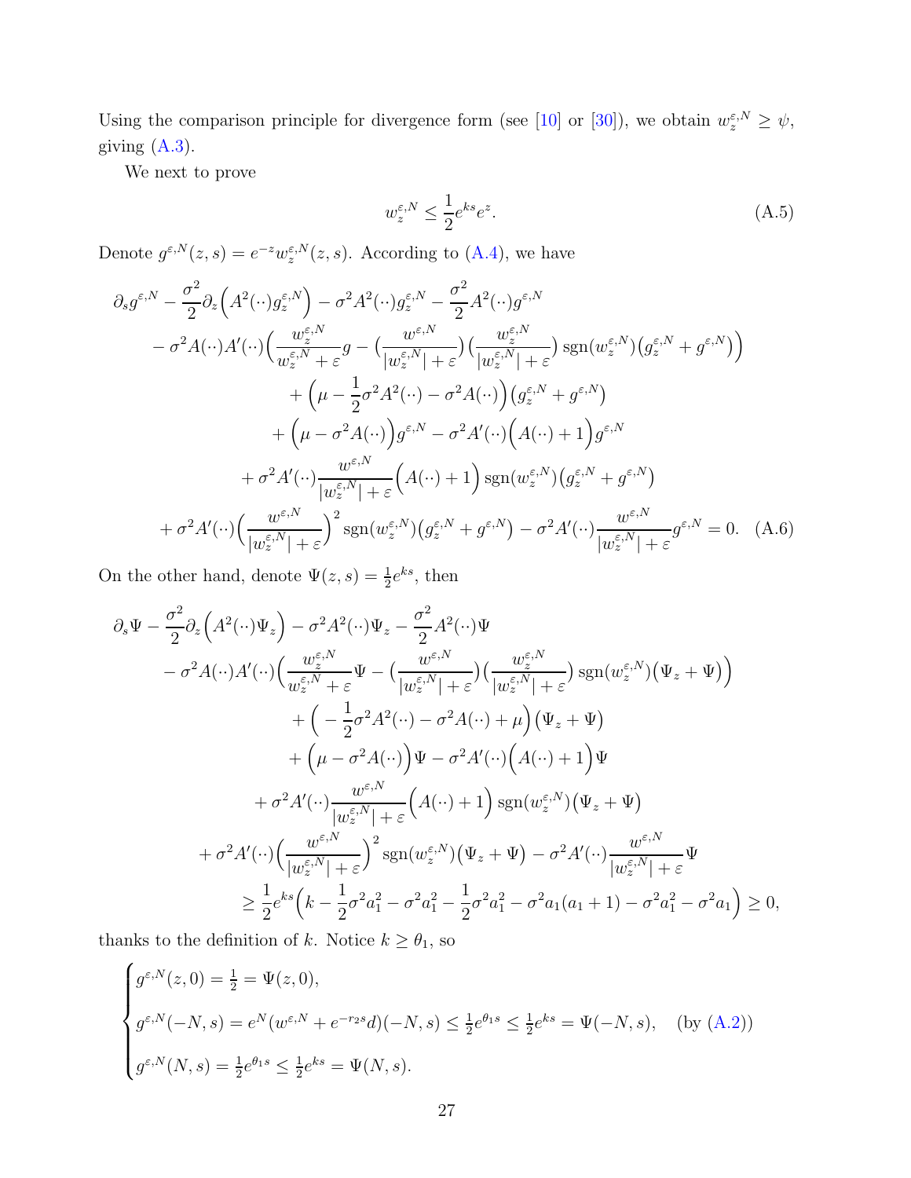Using the comparison principle for divergence form (see [10] or [30]), we obtain $w_z^{\varepsilon,N} \geq \psi$, giving (A.3).

We next to prove

$$
w_z^{\varepsilon,N} \leq \frac{1}{2} e^{ks} e^{z}. \tag{A.5}
$$

Denote $g^{\varepsilon,N}(z,s) = e^{-z} w_z^{\varepsilon,N}(z,s)$. According to (A.4), we have

$$
\begin{aligned}
&\partial_s g^{\varepsilon,N} - \frac{\sigma^2}{2}\partial_z\Big(A^2(\cdot\cdot) g_z^{\varepsilon,N}\Big) - \sigma^2 A^2(\cdot\cdot) g_z^{\varepsilon,N} - \frac{\sigma^2}{2} A^2(\cdot\cdot) g^{\varepsilon,N} \\
&\quad - \sigma^2 A(\cdot\cdot) A'(\cdot\cdot)\Big(\frac{w_z^{\varepsilon,N}}{w_z^{\varepsilon,N}+\varepsilon} g - \big(\frac{w^{\varepsilon,N}}{|w_z^{\varepsilon,N}|+\varepsilon}\big)\big(\frac{w_z^{\varepsilon,N}}{|w_z^{\varepsilon,N}|+\varepsilon}\big)\operatorname{sgn}(w_z^{\varepsilon,N})\big(g_z^{\varepsilon,N} + g^{\varepsilon,N}\big)\Big) \\
&\qquad + \Big(\mu - \frac{1}{2}\sigma^2 A^2(\cdot\cdot) - \sigma^2 A(\cdot\cdot)\Big)\big(g_z^{\varepsilon,N} + g^{\varepsilon,N}\big) \\
&\qquad + \Big(\mu - \sigma^2 A(\cdot\cdot)\Big) g^{\varepsilon,N} - \sigma^2 A'(\cdot\cdot)\Big(A(\cdot\cdot)+1\Big) g^{\varepsilon,N} \\
&\quad + \sigma^2 A'(\cdot\cdot)\frac{w^{\varepsilon,N}}{|w_z^{\varepsilon,N}|+\varepsilon}\Big(A(\cdot\cdot)+1\Big)\operatorname{sgn}(w_z^{\varepsilon,N})\big(g_z^{\varepsilon,N} + g^{\varepsilon,N}\big) \\
&+ \sigma^2 A'(\cdot\cdot)\Big(\frac{w^{\varepsilon,N}}{|w_z^{\varepsilon,N}|+\varepsilon}\Big)^2 \operatorname{sgn}(w_z^{\varepsilon,N})\big(g_z^{\varepsilon,N} + g^{\varepsilon,N}\big) - \sigma^2 A'(\cdot\cdot)\frac{w^{\varepsilon,N}}{|w_z^{\varepsilon,N}|+\varepsilon} g^{\varepsilon,N} = 0.
\end{aligned} \tag{A.6}
$$

On the other hand, denote $\Psi(z,s) = \frac{1}{2}e^{ks}$, then

$$
\begin{aligned}
&\partial_s \Psi - \frac{\sigma^2}{2}\partial_z\Big(A^2(\cdot\cdot)\Psi_z\Big) - \sigma^2 A^2(\cdot\cdot)\Psi_z - \frac{\sigma^2}{2}A^2(\cdot\cdot)\Psi \\
&\quad - \sigma^2 A(\cdot\cdot)A'(\cdot\cdot)\Big(\frac{w_z^{\varepsilon,N}}{w_z^{\varepsilon,N}+\varepsilon}\Psi - \big(\frac{w^{\varepsilon,N}}{|w_z^{\varepsilon,N}|+\varepsilon}\big)\big(\frac{w_z^{\varepsilon,N}}{|w_z^{\varepsilon,N}|+\varepsilon}\big)\operatorname{sgn}(w_z^{\varepsilon,N})\big(\Psi_z + \Psi\big)\Big) \\
&\qquad + \Big(-\frac{1}{2}\sigma^2 A^2(\cdot\cdot) - \sigma^2 A(\cdot\cdot) + \mu\Big)\big(\Psi_z + \Psi\big) \\
&\qquad + \Big(\mu - \sigma^2 A(\cdot\cdot)\Big)\Psi - \sigma^2 A'(\cdot\cdot)\Big(A(\cdot\cdot)+1\Big)\Psi \\
&\quad + \sigma^2 A'(\cdot\cdot)\frac{w^{\varepsilon,N}}{|w_z^{\varepsilon,N}|+\varepsilon}\Big(A(\cdot\cdot)+1\Big)\operatorname{sgn}(w_z^{\varepsilon,N})\big(\Psi_z + \Psi\big) \\
&+ \sigma^2 A'(\cdot\cdot)\Big(\frac{w^{\varepsilon,N}}{|w_z^{\varepsilon,N}|+\varepsilon}\Big)^2\operatorname{sgn}(w_z^{\varepsilon,N})\big(\Psi_z + \Psi\big) - \sigma^2 A'(\cdot\cdot)\frac{w^{\varepsilon,N}}{|w_z^{\varepsilon,N}|+\varepsilon}\Psi \\
&\geq \frac{1}{2}e^{ks}\Big(k - \frac{1}{2}\sigma^2 a_1^2 - \sigma^2 a_1^2 - \frac{1}{2}\sigma^2 a_1^2 - \sigma^2 a_1(a_1+1) - \sigma^2 a_1^2 - \sigma^2 a_1\Big) \geq 0,
\end{aligned}
$$

thanks to the definition of $k$. Notice $k \geq \theta_1$, so

$$
\begin{cases}
g^{\varepsilon,N}(z,0) = \frac{1}{2} = \Psi(z,0), \\[2mm]
g^{\varepsilon,N}(-N,s) = e^{N}(w^{\varepsilon,N} + e^{-r_2 s}d)(-N,s) \leq \frac{1}{2}e^{\theta_1 s} \leq \frac{1}{2}e^{ks} = \Psi(-N,s), \quad \text{(by (A.2))} \\[2mm]
g^{\varepsilon,N}(N,s) = \frac{1}{2}e^{\theta_1 s} \leq \frac{1}{2}e^{ks} = \Psi(N,s).
\end{cases}
$$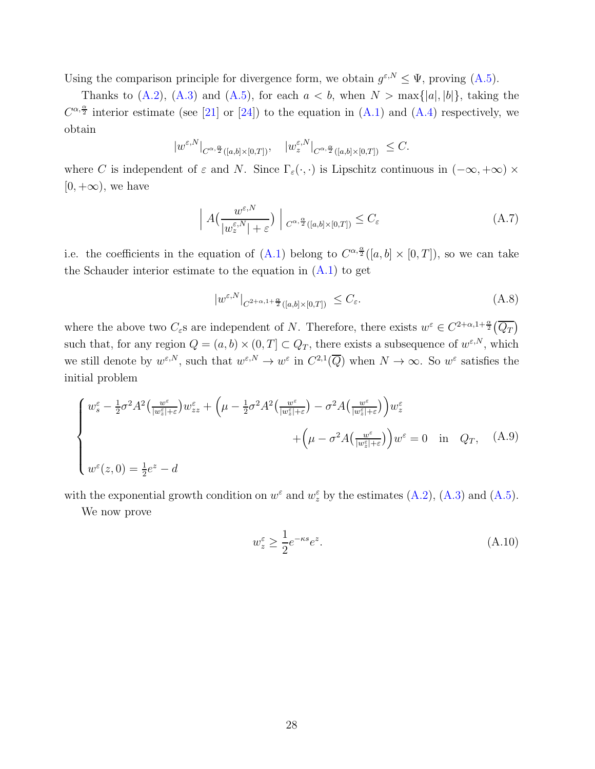Using the comparison principle for divergence form, we obtain $g^{\varepsilon,N} \leq \Psi$, proving (A.5).

Thanks to (A.2), (A.3) and (A.5), for each $a < b$, when $N > \max\{|a|, |b|\}$, taking the $C^{\alpha,\frac{\alpha}{2}}$ interior estimate (see [21] or [24]) to the equation in (A.1) and (A.4) respectively, we obtain

$$
|w^{\varepsilon,N}|_{C^{\alpha,\frac{\alpha}{2}}([a,b]\times[0,T])}, \quad |w_z^{\varepsilon,N}|_{C^{\alpha,\frac{\alpha}{2}}([a,b]\times[0,T])} \leq C.
$$

where $C$ is independent of $\varepsilon$ and $N$. Since $\Gamma_\varepsilon(\cdot,\cdot)$ is Lipschitz continuous in $(-\infty,+\infty)\times[0,+\infty)$, we have

$$
\Big| A\Big(\frac{w^{\varepsilon,N}}{|w_z^{\varepsilon,N}|+\varepsilon}\Big) \Big|_{C^{\alpha,\frac{\alpha}{2}}([a,b]\times[0,T])} \leq C_\varepsilon \tag{A.7}
$$

i.e. the coefficients in the equation of (A.1) belong to $C^{\alpha,\frac{\alpha}{2}}([a,b]\times[0,T])$, so we can take the Schauder interior estimate to the equation in (A.1) to get

$$
|w^{\varepsilon,N}|_{C^{2+\alpha,1+\frac{\alpha}{2}}([a,b]\times[0,T])} \leq C_\varepsilon. \tag{A.8}
$$

where the above two $C_\varepsilon$s are independent of $N$. Therefore, there exists $w^\varepsilon \in C^{2+\alpha,1+\frac{\alpha}{2}}(\overline{Q_T})$ such that, for any region $Q = (a,b)\times(0,T] \subset Q_T$, there exists a subsequence of $w^{\varepsilon,N}$, which we still denote by $w^{\varepsilon,N}$, such that $w^{\varepsilon,N} \to w^\varepsilon$ in $C^{2,1}(\overline{Q})$ when $N \to \infty$. So $w^\varepsilon$ satisfies the initial problem

$$
\begin{cases}
w_s^\varepsilon - \frac{1}{2}\sigma^2 A^2\big(\frac{w^\varepsilon}{|w_z^\varepsilon|+\varepsilon}\big) w_{zz}^\varepsilon + \Big(\mu - \frac{1}{2}\sigma^2 A^2\big(\frac{w^\varepsilon}{|w_z^\varepsilon|+\varepsilon}\big) - \sigma^2 A\big(\frac{w^\varepsilon}{|w_z^\varepsilon|+\varepsilon}\big)\Big) w_z^\varepsilon \\
\qquad\qquad\qquad\qquad + \Big(\mu - \sigma^2 A\big(\frac{w^\varepsilon}{|w_z^\varepsilon|+\varepsilon}\big)\Big) w^\varepsilon = 0 \quad \text{in} \quad Q_T, \\
w^\varepsilon(z,0) = \frac{1}{2}e^z - d
\end{cases} \tag{A.9}
$$

with the exponential growth condition on $w^\varepsilon$ and $w_z^\varepsilon$ by the estimates (A.2), (A.3) and (A.5).

We now prove

$$
w_z^\varepsilon \geq \frac{1}{2} e^{-\kappa s} e^z. \tag{A.10}
$$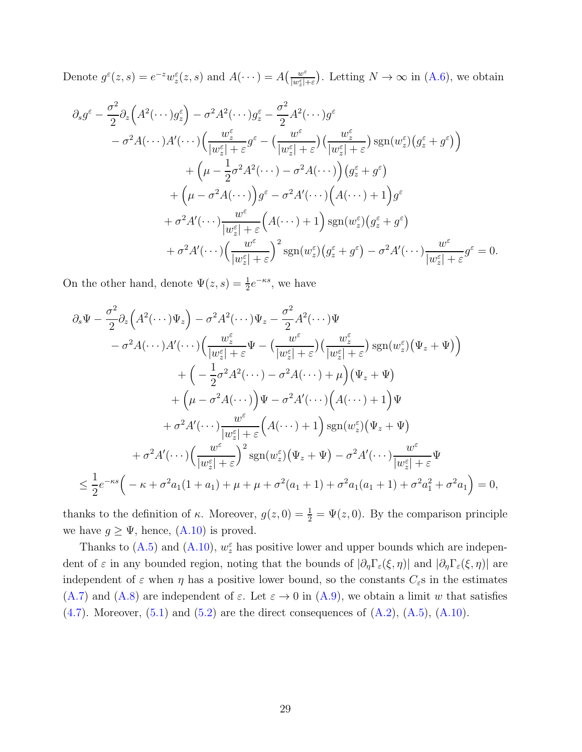Denote $g^\varepsilon(z,s) = e^{-z} w_z^\varepsilon(z,s)$ and $A(\cdots) = A\big(\frac{w^\varepsilon}{|w_z^\varepsilon|+\varepsilon}\big)$. Letting $N \to \infty$ in (A.6), we obtain

$$
\begin{aligned}
&\partial_s g^\varepsilon - \frac{\sigma^2}{2}\partial_z\Big(A^2(\cdots) g_z^\varepsilon\Big) - \sigma^2 A^2(\cdots) g_z^\varepsilon - \frac{\sigma^2}{2} A^2(\cdots) g^\varepsilon \\
&\quad - \sigma^2 A(\cdots) A'(\cdots)\Big(\frac{w_z^\varepsilon}{|w_z^\varepsilon|+\varepsilon} g^\varepsilon - \big(\frac{w^\varepsilon}{|w_z^\varepsilon|+\varepsilon}\big)\big(\frac{w_z^\varepsilon}{|w_z^\varepsilon|+\varepsilon}\big)\operatorname{sgn}(w_z^\varepsilon)\big(g_z^\varepsilon + g^\varepsilon\big)\Big) \\
&\qquad + \Big(\mu - \frac{1}{2}\sigma^2 A^2(\cdots) - \sigma^2 A(\cdots)\Big)\big(g_z^\varepsilon + g^\varepsilon\big) \\
&\qquad + \Big(\mu - \sigma^2 A(\cdots)\Big) g^\varepsilon - \sigma^2 A'(\cdots)\Big(A(\cdots)+1\Big) g^\varepsilon \\
&\qquad + \sigma^2 A'(\cdots)\frac{w^\varepsilon}{|w_z^\varepsilon|+\varepsilon}\Big(A(\cdots)+1\Big)\operatorname{sgn}(w_z^\varepsilon)\big(g_z^\varepsilon + g^\varepsilon\big) \\
&\qquad + \sigma^2 A'(\cdots)\Big(\frac{w^\varepsilon}{|w_z^\varepsilon|+\varepsilon}\Big)^2 \operatorname{sgn}(w_z^\varepsilon)\big(g_z^\varepsilon + g^\varepsilon\big) - \sigma^2 A'(\cdots)\frac{w^\varepsilon}{|w_z^\varepsilon|+\varepsilon} g^\varepsilon = 0.
\end{aligned}
$$

On the other hand, denote $\Psi(z,s) = \frac{1}{2}e^{-\kappa s}$, we have

$$
\begin{aligned}
&\partial_s \Psi - \frac{\sigma^2}{2}\partial_z\Big(A^2(\cdots)\Psi_z\Big) - \sigma^2 A^2(\cdots)\Psi_z - \frac{\sigma^2}{2}A^2(\cdots)\Psi \\
&\quad - \sigma^2 A(\cdots)A'(\cdots)\Big(\frac{w_z^\varepsilon}{|w_z^\varepsilon|+\varepsilon}\Psi - \big(\frac{w^\varepsilon}{|w_z^\varepsilon|+\varepsilon}\big)\big(\frac{w_z^\varepsilon}{|w_z^\varepsilon|+\varepsilon}\big)\operatorname{sgn}(w_z^\varepsilon)\big(\Psi_z + \Psi\big)\Big) \\
&\qquad + \Big(-\frac{1}{2}\sigma^2 A^2(\cdots) - \sigma^2 A(\cdots) + \mu\Big)\big(\Psi_z + \Psi\big) \\
&\qquad + \Big(\mu - \sigma^2 A(\cdots)\Big)\Psi - \sigma^2 A'(\cdots)\Big(A(\cdots)+1\Big)\Psi \\
&\qquad + \sigma^2 A'(\cdots)\frac{w^\varepsilon}{|w_z^\varepsilon|+\varepsilon}\Big(A(\cdots)+1\Big)\operatorname{sgn}(w_z^\varepsilon)\big(\Psi_z + \Psi\big) \\
&\qquad + \sigma^2 A'(\cdots)\Big(\frac{w^\varepsilon}{|w_z^\varepsilon|+\varepsilon}\Big)^2\operatorname{sgn}(w_z^\varepsilon)\big(\Psi_z + \Psi\big) - \sigma^2 A'(\cdots)\frac{w^\varepsilon}{|w_z^\varepsilon|+\varepsilon}\Psi \\
&\le \frac{1}{2}e^{-\kappa s}\Big(-\kappa + \sigma^2 a_1(1+a_1) + \mu + \mu + \sigma^2(a_1+1) + \sigma^2 a_1(a_1+1) + \sigma^2 a_1^2 + \sigma^2 a_1\Big) = 0,
\end{aligned}
$$

thanks to the definition of $\kappa$. Moreover, $g(z,0) = \frac{1}{2} = \Psi(z,0)$. By the comparison principle we have $g \ge \Psi$, hence, (A.10) is proved.

Thanks to (A.5) and (A.10), $w_z^\varepsilon$ has positive lower and upper bounds which are independent of $\varepsilon$ in any bounded region, noting that the bounds of $|\partial_\eta \Gamma_\varepsilon(\xi,\eta)|$ and $|\partial_\eta \Gamma_\varepsilon(\xi,\eta)|$ are independent of $\varepsilon$ when $\eta$ has a positive lower bound, so the constants $C_\varepsilon$s in the estimates (A.7) and (A.8) are independent of $\varepsilon$. Let $\varepsilon \to 0$ in (A.9), we obtain a limit $w$ that satisfies (4.7). Moreover, (5.1) and (5.2) are the direct consequences of (A.2), (A.5), (A.10).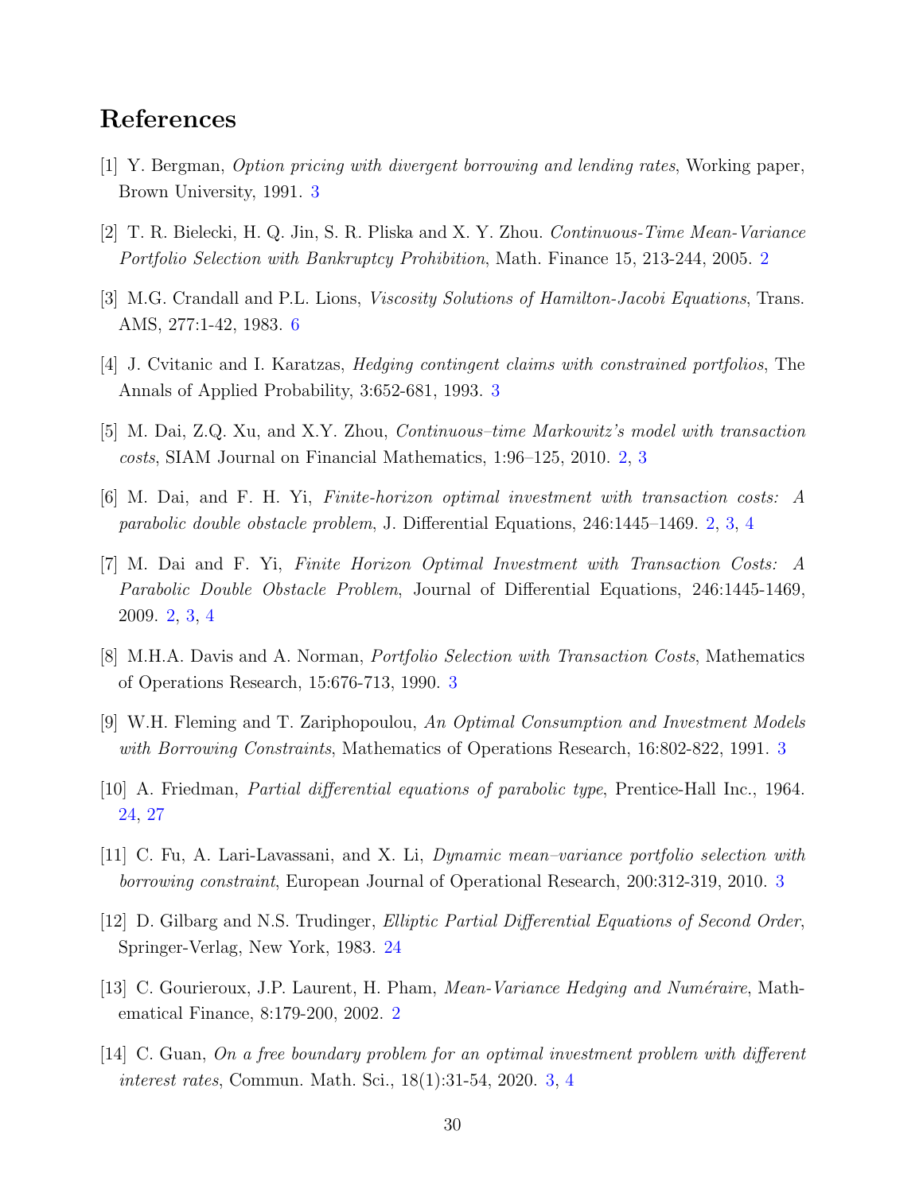## References

[1] Y. Bergman, *Option pricing with divergent borrowing and lending rates*, Working paper, Brown University, 1991. 3

[2] T. R. Bielecki, H. Q. Jin, S. R. Pliska and X. Y. Zhou. *Continuous-Time Mean-Variance Portfolio Selection with Bankruptcy Prohibition*, Math. Finance 15, 213-244, 2005. 2

[3] M.G. Crandall and P.L. Lions, *Viscosity Solutions of Hamilton-Jacobi Equations*, Trans. AMS, 277:1-42, 1983. 6

[4] J. Cvitanic and I. Karatzas, *Hedging contingent claims with constrained portfolios*, The Annals of Applied Probability, 3:652-681, 1993. 3

[5] M. Dai, Z.Q. Xu, and X.Y. Zhou, *Continuous–time Markowitz's model with transaction costs*, SIAM Journal on Financial Mathematics, 1:96–125, 2010. 2, 3

[6] M. Dai, and F. H. Yi, *Finite-horizon optimal investment with transaction costs: A parabolic double obstacle problem*, J. Differential Equations, 246:1445–1469. 2, 3, 4

[7] M. Dai and F. Yi, *Finite Horizon Optimal Investment with Transaction Costs: A Parabolic Double Obstacle Problem*, Journal of Differential Equations, 246:1445-1469, 2009. 2, 3, 4

[8] M.H.A. Davis and A. Norman, *Portfolio Selection with Transaction Costs*, Mathematics of Operations Research, 15:676-713, 1990. 3

[9] W.H. Fleming and T. Zariphopoulou, *An Optimal Consumption and Investment Models with Borrowing Constraints*, Mathematics of Operations Research, 16:802-822, 1991. 3

[10] A. Friedman, *Partial differential equations of parabolic type*, Prentice-Hall Inc., 1964. 24, 27

[11] C. Fu, A. Lari-Lavassani, and X. Li, *Dynamic mean–variance portfolio selection with borrowing constraint*, European Journal of Operational Research, 200:312-319, 2010. 3

[12] D. Gilbarg and N.S. Trudinger, *Elliptic Partial Differential Equations of Second Order*, Springer-Verlag, New York, 1983. 24

[13] C. Gourieroux, J.P. Laurent, H. Pham, *Mean-Variance Hedging and Numéraire*, Mathematical Finance, 8:179-200, 2002. 2

[14] C. Guan, *On a free boundary problem for an optimal investment problem with different interest rates*, Commun. Math. Sci., 18(1):31-54, 2020. 3, 4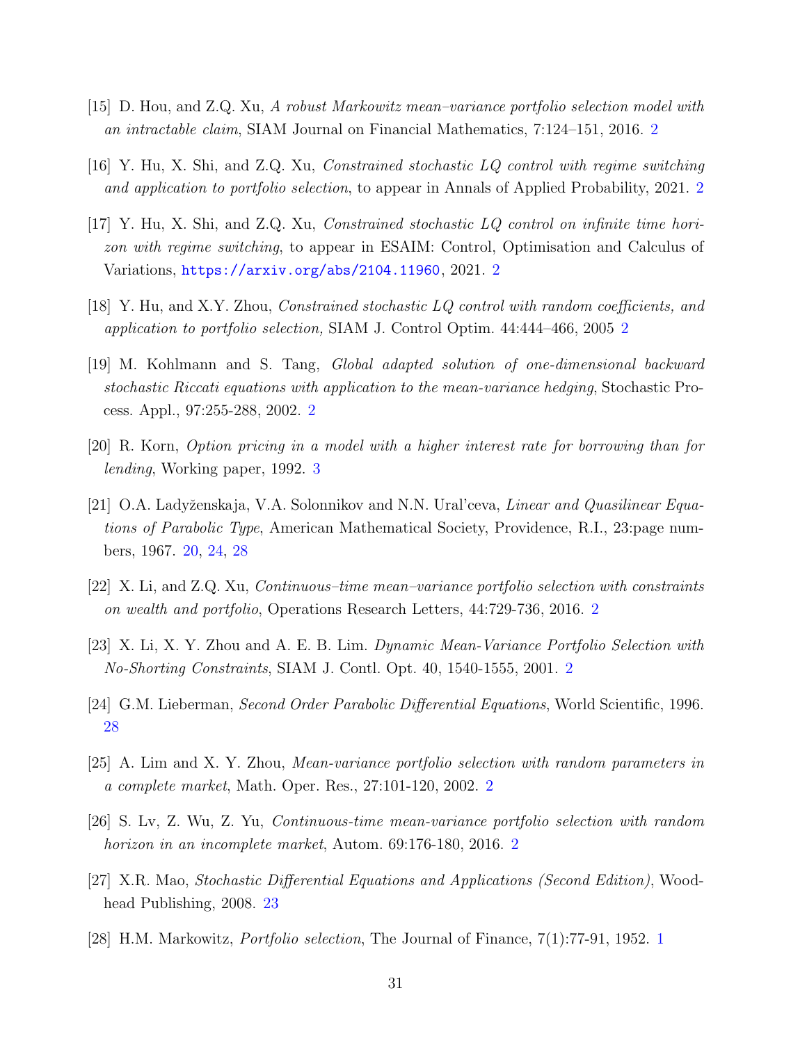[15] D. Hou, and Z.Q. Xu, *A robust Markowitz mean–variance portfolio selection model with an intractable claim*, SIAM Journal on Financial Mathematics, 7:124–151, 2016. 2

[16] Y. Hu, X. Shi, and Z.Q. Xu, *Constrained stochastic LQ control with regime switching and application to portfolio selection*, to appear in Annals of Applied Probability, 2021. 2

[17] Y. Hu, X. Shi, and Z.Q. Xu, *Constrained stochastic LQ control on infinite time horizon with regime switching*, to appear in ESAIM: Control, Optimisation and Calculus of Variations, https://arxiv.org/abs/2104.11960, 2021. 2

[18] Y. Hu, and X.Y. Zhou, *Constrained stochastic LQ control with random coefficients, and application to portfolio selection,* SIAM J. Control Optim. 44:444–466, 2005 2

[19] M. Kohlmann and S. Tang, *Global adapted solution of one-dimensional backward stochastic Riccati equations with application to the mean-variance hedging*, Stochastic Process. Appl., 97:255-288, 2002. 2

[20] R. Korn, *Option pricing in a model with a higher interest rate for borrowing than for lending*, Working paper, 1992. 3

[21] O.A. Ladyženskaja, V.A. Solonnikov and N.N. Ural'ceva, *Linear and Quasilinear Equations of Parabolic Type*, American Mathematical Society, Providence, R.I., 23:page numbers, 1967. 20, 24, 28

[22] X. Li, and Z.Q. Xu, *Continuous–time mean–variance portfolio selection with constraints on wealth and portfolio*, Operations Research Letters, 44:729-736, 2016. 2

[23] X. Li, X. Y. Zhou and A. E. B. Lim. *Dynamic Mean-Variance Portfolio Selection with No-Shorting Constraints*, SIAM J. Contl. Opt. 40, 1540-1555, 2001. 2

[24] G.M. Lieberman, *Second Order Parabolic Differential Equations*, World Scientific, 1996. 28

[25] A. Lim and X. Y. Zhou, *Mean-variance portfolio selection with random parameters in a complete market*, Math. Oper. Res., 27:101-120, 2002. 2

[26] S. Lv, Z. Wu, Z. Yu, *Continuous-time mean-variance portfolio selection with random horizon in an incomplete market*, Autom. 69:176-180, 2016. 2

[27] X.R. Mao, *Stochastic Differential Equations and Applications (Second Edition)*, Woodhead Publishing, 2008. 23

[28] H.M. Markowitz, *Portfolio selection*, The Journal of Finance, 7(1):77-91, 1952. 1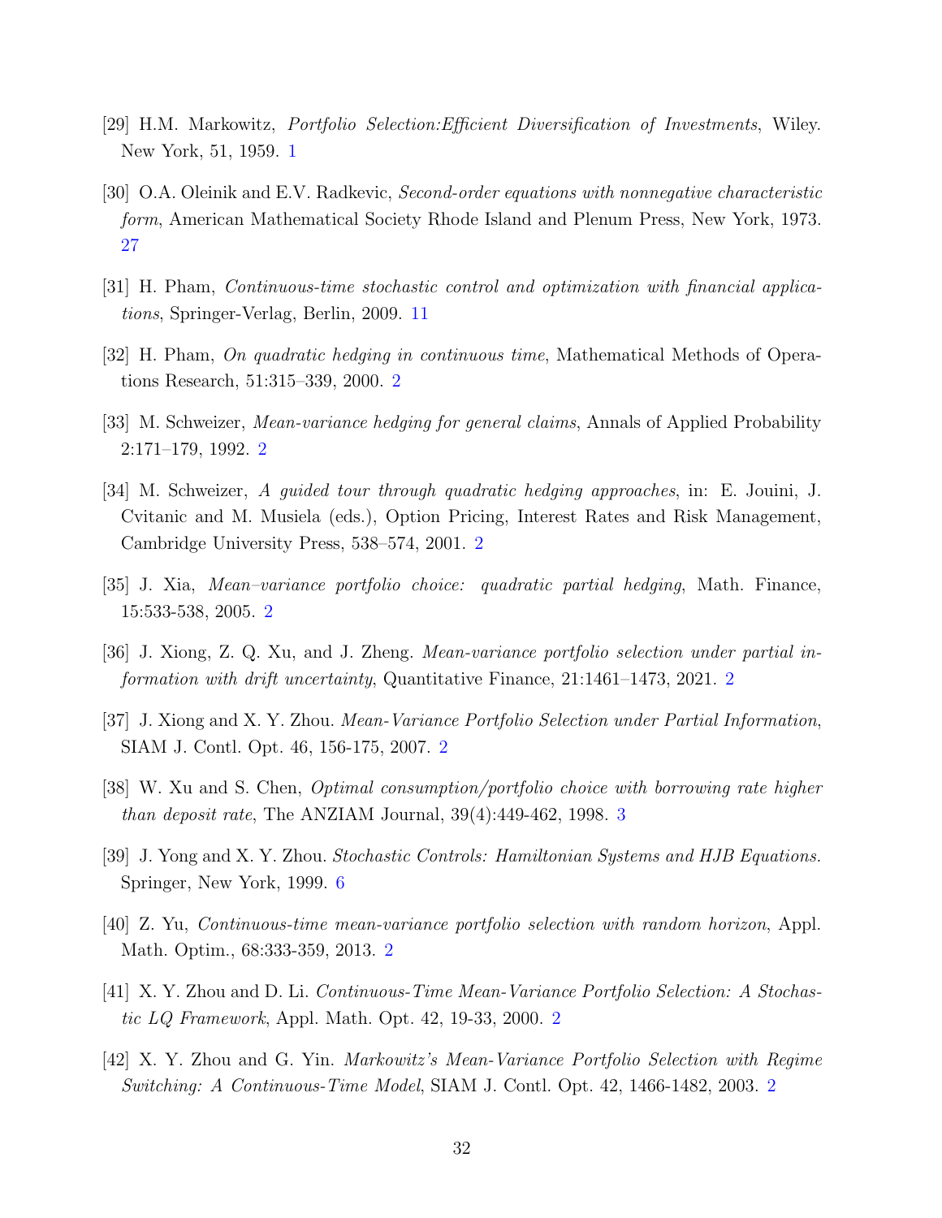[29] H.M. Markowitz, *Portfolio Selection:Efficient Diversification of Investments*, Wiley. New York, 51, 1959. 1

[30] O.A. Oleinik and E.V. Radkevic, *Second-order equations with nonnegative characteristic form*, American Mathematical Society Rhode Island and Plenum Press, New York, 1973. 27

[31] H. Pham, *Continuous-time stochastic control and optimization with financial applications*, Springer-Verlag, Berlin, 2009. 11

[32] H. Pham, *On quadratic hedging in continuous time*, Mathematical Methods of Operations Research, 51:315–339, 2000. 2

[33] M. Schweizer, *Mean-variance hedging for general claims*, Annals of Applied Probability 2:171–179, 1992. 2

[34] M. Schweizer, *A guided tour through quadratic hedging approaches*, in: E. Jouini, J. Cvitanic and M. Musiela (eds.), Option Pricing, Interest Rates and Risk Management, Cambridge University Press, 538–574, 2001. 2

[35] J. Xia, *Mean–variance portfolio choice: quadratic partial hedging*, Math. Finance, 15:533-538, 2005. 2

[36] J. Xiong, Z. Q. Xu, and J. Zheng. *Mean-variance portfolio selection under partial information with drift uncertainty*, Quantitative Finance, 21:1461–1473, 2021. 2

[37] J. Xiong and X. Y. Zhou. *Mean-Variance Portfolio Selection under Partial Information*, SIAM J. Contl. Opt. 46, 156-175, 2007. 2

[38] W. Xu and S. Chen, *Optimal consumption/portfolio choice with borrowing rate higher than deposit rate*, The ANZIAM Journal, 39(4):449-462, 1998. 3

[39] J. Yong and X. Y. Zhou. *Stochastic Controls: Hamiltonian Systems and HJB Equations.* Springer, New York, 1999. 6

[40] Z. Yu, *Continuous-time mean-variance portfolio selection with random horizon*, Appl. Math. Optim., 68:333-359, 2013. 2

[41] X. Y. Zhou and D. Li. *Continuous-Time Mean-Variance Portfolio Selection: A Stochastic LQ Framework*, Appl. Math. Opt. 42, 19-33, 2000. 2

[42] X. Y. Zhou and G. Yin. *Markowitz's Mean-Variance Portfolio Selection with Regime Switching: A Continuous-Time Model*, SIAM J. Contl. Opt. 42, 1466-1482, 2003. 2